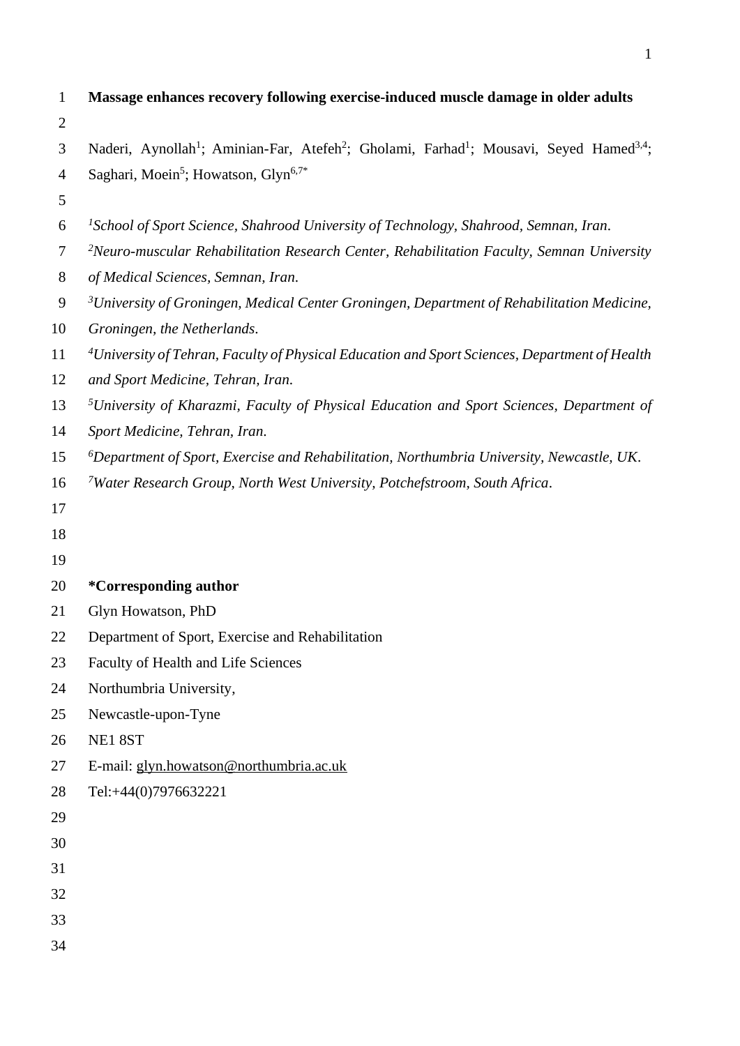# Massage enhances recovery following exercise-induced muscle damage in older adults

Naderi, Aynollah[1]; Aminian-Far, Atefeh[2]; Gholami, Farhad[1]; Mousavi, Seyed Hamed[3,4]; Saghari, Moein[5]; Howatson, Glyn[6,7*]

[1]*School of Sport Science, Shahrood University of Technology, Shahrood, Semnan, Iran.*

[2]*Neuro-muscular Rehabilitation Research Center, Rehabilitation Faculty, Semnan University of Medical Sciences, Semnan, Iran.*

[3]*University of Groningen, Medical Center Groningen, Department of Rehabilitation Medicine, Groningen, the Netherlands.*

[4]*University of Tehran, Faculty of Physical Education and Sport Sciences, Department of Health and Sport Medicine, Tehran, Iran.*

[5]*University of Kharazmi, Faculty of Physical Education and Sport Sciences, Department of Sport Medicine, Tehran, Iran.*

[6]*Department of Sport, Exercise and Rehabilitation, Northumbria University, Newcastle, UK.*

[7]*Water Research Group, North West University, Potchefstroom, South Africa.*

**\*Corresponding author**

Glyn Howatson, PhD

Department of Sport, Exercise and Rehabilitation

Faculty of Health and Life Sciences

Northumbria University,

Newcastle-upon-Tyne

NE1 8ST

E-mail: glyn.howatson@northumbria.ac.uk

Tel:+44(0)7976632221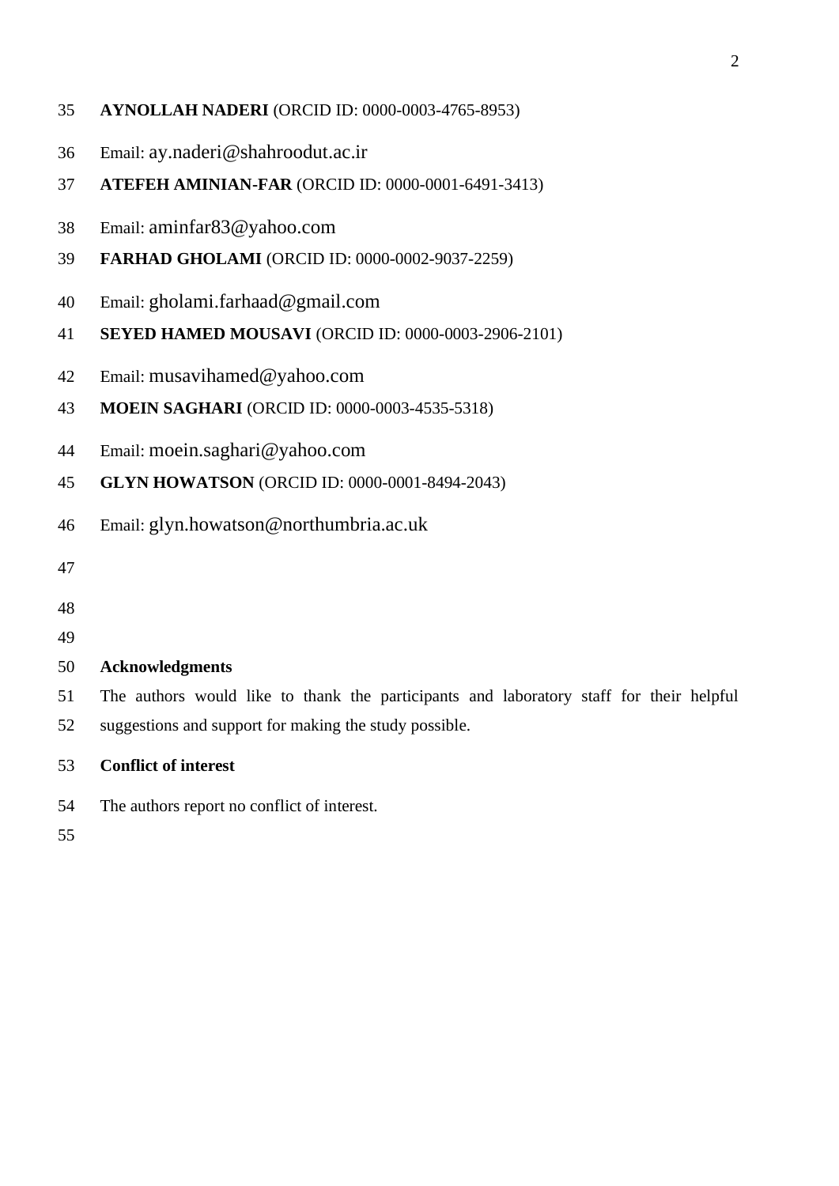**AYNOLLAH NADERI** (ORCID ID: 0000-0003-4765-8953)

Email: ay.naderi@shahroodut.ac.ir

**ATEFEH AMINIAN-FAR** (ORCID ID: 0000-0001-6491-3413)

Email: aminfar83@yahoo.com

**FARHAD GHOLAMI** (ORCID ID: 0000-0002-9037-2259)

Email: gholami.farhaad@gmail.com

**SEYED HAMED MOUSAVI** (ORCID ID: 0000-0003-2906-2101)

Email: musavihamed@yahoo.com

**MOEIN SAGHARI** (ORCID ID: 0000-0003-4535-5318)

Email: moein.saghari@yahoo.com

**GLYN HOWATSON** (ORCID ID: 0000-0001-8494-2043)

Email: glyn.howatson@northumbria.ac.uk

**Acknowledgments**

The authors would like to thank the participants and laboratory staff for their helpful suggestions and support for making the study possible.

**Conflict of interest**

The authors report no conflict of interest.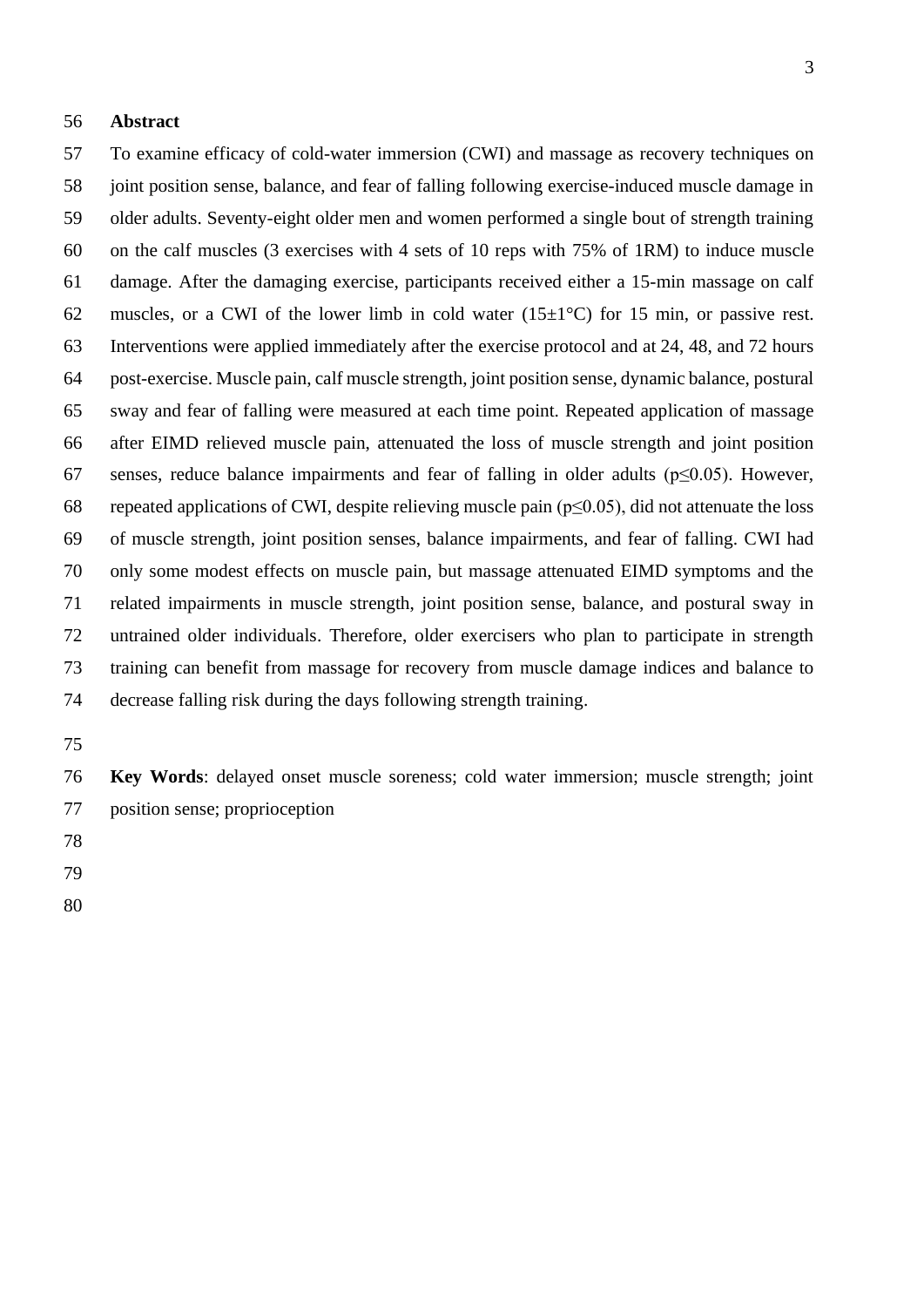## Abstract

To examine efficacy of cold-water immersion (CWI) and massage as recovery techniques on joint position sense, balance, and fear of falling following exercise-induced muscle damage in older adults. Seventy-eight older men and women performed a single bout of strength training on the calf muscles (3 exercises with 4 sets of 10 reps with 75% of 1RM) to induce muscle damage. After the damaging exercise, participants received either a 15-min massage on calf muscles, or a CWI of the lower limb in cold water (15±1°C) for 15 min, or passive rest. Interventions were applied immediately after the exercise protocol and at 24, 48, and 72 hours post-exercise. Muscle pain, calf muscle strength, joint position sense, dynamic balance, postural sway and fear of falling were measured at each time point. Repeated application of massage after EIMD relieved muscle pain, attenuated the loss of muscle strength and joint position senses, reduce balance impairments and fear of falling in older adults ($p \leq 0.05$). However, repeated applications of CWI, despite relieving muscle pain ($p \leq 0.05$), did not attenuate the loss of muscle strength, joint position senses, balance impairments, and fear of falling. CWI had only some modest effects on muscle pain, but massage attenuated EIMD symptoms and the related impairments in muscle strength, joint position sense, balance, and postural sway in untrained older individuals. Therefore, older exercisers who plan to participate in strength training can benefit from massage for recovery from muscle damage indices and balance to decrease falling risk during the days following strength training.

**Key Words**: delayed onset muscle soreness; cold water immersion; muscle strength; joint position sense; proprioception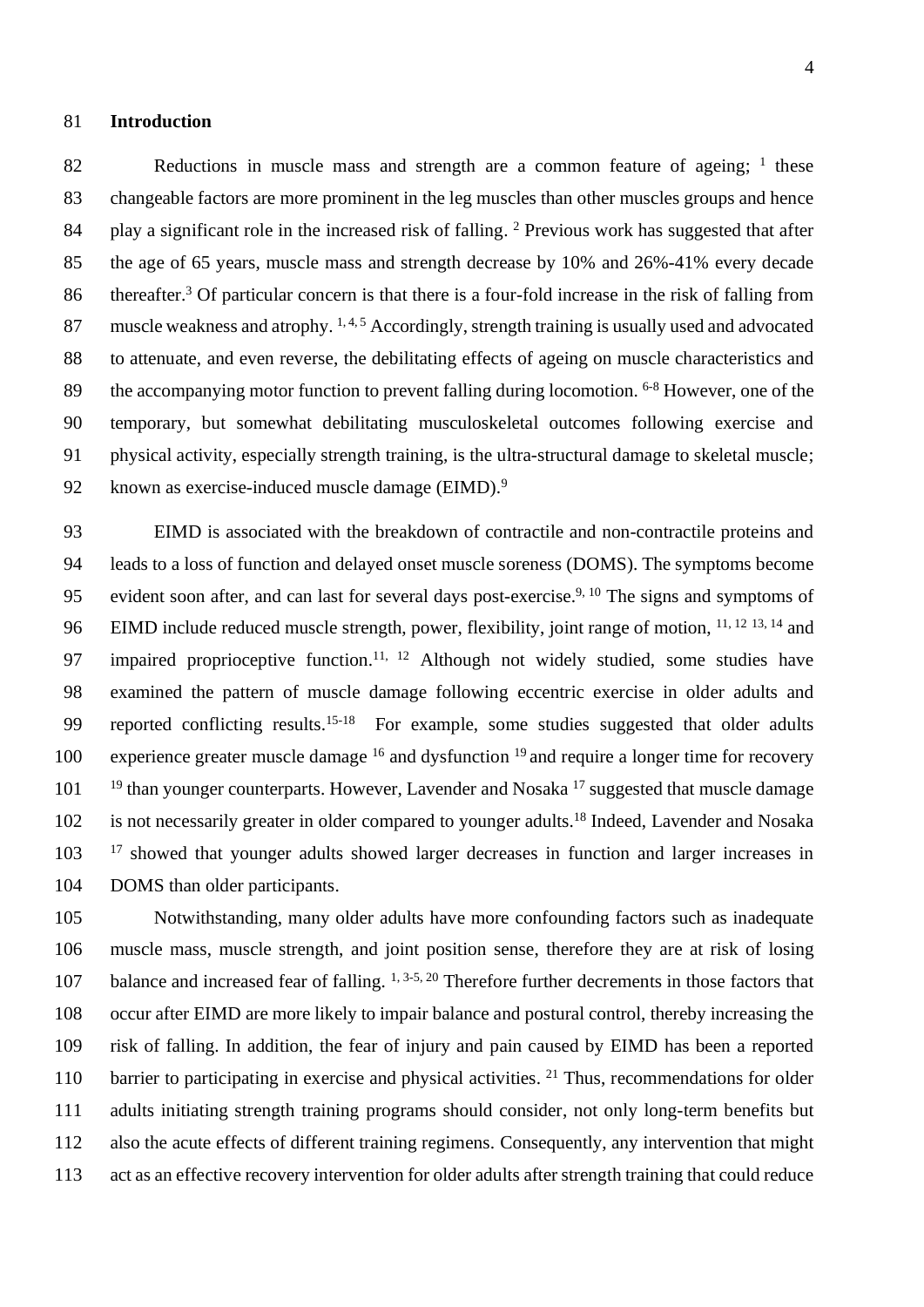## Introduction

Reductions in muscle mass and strength are a common feature of ageing; [1] these changeable factors are more prominent in the leg muscles than other muscles groups and hence play a significant role in the increased risk of falling. [2] Previous work has suggested that after the age of 65 years, muscle mass and strength decrease by 10% and 26%-41% every decade thereafter.[3] Of particular concern is that there is a four-fold increase in the risk of falling from muscle weakness and atrophy. [1, 4, 5] Accordingly, strength training is usually used and advocated to attenuate, and even reverse, the debilitating effects of ageing on muscle characteristics and the accompanying motor function to prevent falling during locomotion. [6-8] However, one of the temporary, but somewhat debilitating musculoskeletal outcomes following exercise and physical activity, especially strength training, is the ultra-structural damage to skeletal muscle; known as exercise-induced muscle damage (EIMD).[9]

EIMD is associated with the breakdown of contractile and non-contractile proteins and leads to a loss of function and delayed onset muscle soreness (DOMS). The symptoms become evident soon after, and can last for several days post-exercise.[9, 10] The signs and symptoms of EIMD include reduced muscle strength, power, flexibility, joint range of motion, [11, 12 13, 14] and impaired proprioceptive function.[11, 12] Although not widely studied, some studies have examined the pattern of muscle damage following eccentric exercise in older adults and reported conflicting results.[15-18] For example, some studies suggested that older adults experience greater muscle damage [16] and dysfunction [19] and require a longer time for recovery [19] than younger counterparts. However, Lavender and Nosaka [17] suggested that muscle damage is not necessarily greater in older compared to younger adults.[18] Indeed, Lavender and Nosaka [17] showed that younger adults showed larger decreases in function and larger increases in DOMS than older participants.

Notwithstanding, many older adults have more confounding factors such as inadequate muscle mass, muscle strength, and joint position sense, therefore they are at risk of losing balance and increased fear of falling. [1, 3-5, 20] Therefore further decrements in those factors that occur after EIMD are more likely to impair balance and postural control, thereby increasing the risk of falling. In addition, the fear of injury and pain caused by EIMD has been a reported barrier to participating in exercise and physical activities. [21] Thus, recommendations for older adults initiating strength training programs should consider, not only long-term benefits but also the acute effects of different training regimens. Consequently, any intervention that might act as an effective recovery intervention for older adults after strength training that could reduce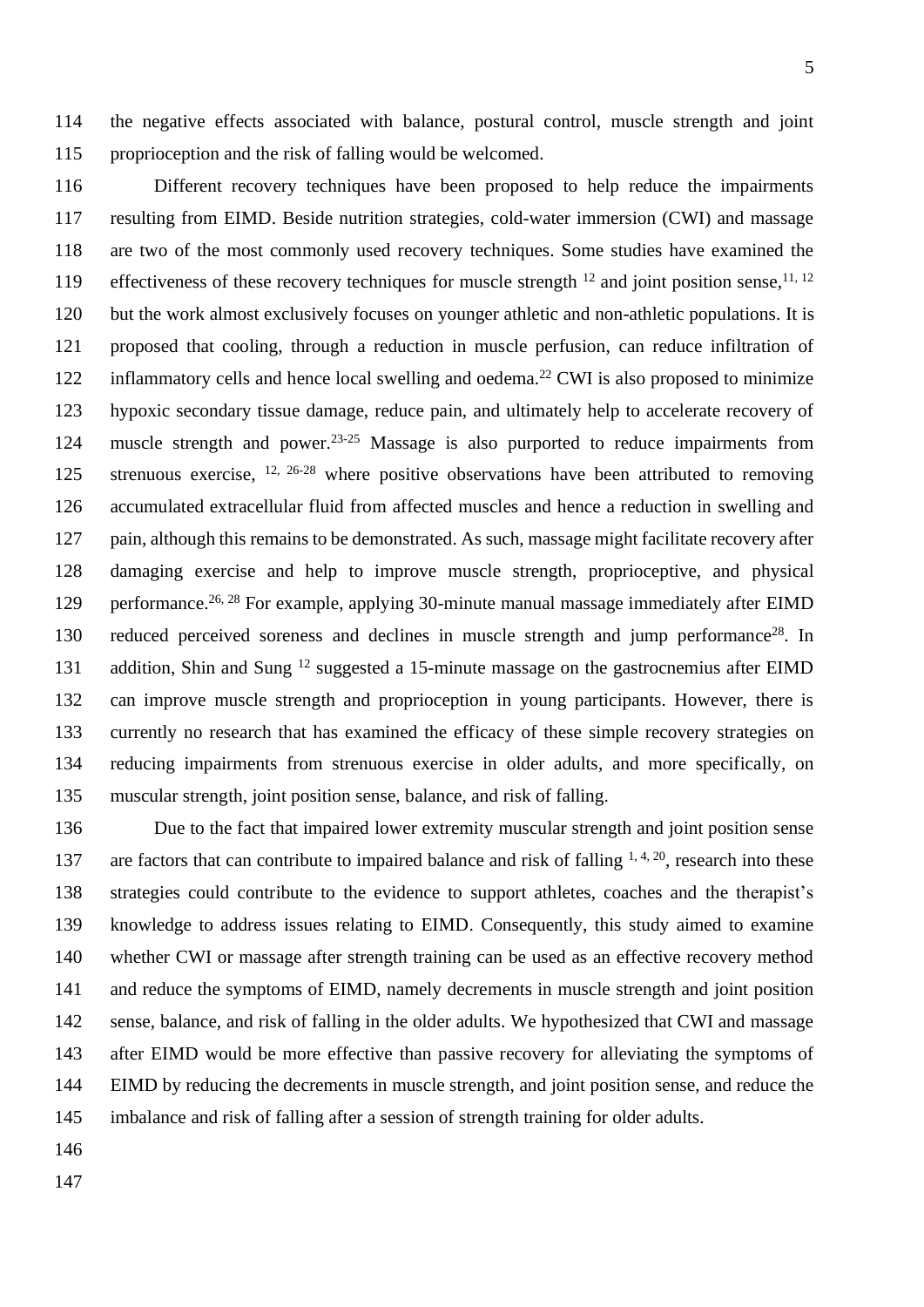the negative effects associated with balance, postural control, muscle strength and joint proprioception and the risk of falling would be welcomed.

Different recovery techniques have been proposed to help reduce the impairments resulting from EIMD. Beside nutrition strategies, cold-water immersion (CWI) and massage are two of the most commonly used recovery techniques. Some studies have examined the effectiveness of these recovery techniques for muscle strength [12] and joint position sense,[11, 12] but the work almost exclusively focuses on younger athletic and non-athletic populations. It is proposed that cooling, through a reduction in muscle perfusion, can reduce infiltration of inflammatory cells and hence local swelling and oedema.[22] CWI is also proposed to minimize hypoxic secondary tissue damage, reduce pain, and ultimately help to accelerate recovery of muscle strength and power.[23-25] Massage is also purported to reduce impairments from strenuous exercise, [12, 26-28] where positive observations have been attributed to removing accumulated extracellular fluid from affected muscles and hence a reduction in swelling and pain, although this remains to be demonstrated. As such, massage might facilitate recovery after damaging exercise and help to improve muscle strength, proprioceptive, and physical performance.[26, 28] For example, applying 30-minute manual massage immediately after EIMD reduced perceived soreness and declines in muscle strength and jump performance[28]. In addition, Shin and Sung [12] suggested a 15-minute massage on the gastrocnemius after EIMD can improve muscle strength and proprioception in young participants. However, there is currently no research that has examined the efficacy of these simple recovery strategies on reducing impairments from strenuous exercise in older adults, and more specifically, on muscular strength, joint position sense, balance, and risk of falling.

Due to the fact that impaired lower extremity muscular strength and joint position sense are factors that can contribute to impaired balance and risk of falling [1, 4, 20], research into these strategies could contribute to the evidence to support athletes, coaches and the therapist's knowledge to address issues relating to EIMD. Consequently, this study aimed to examine whether CWI or massage after strength training can be used as an effective recovery method and reduce the symptoms of EIMD, namely decrements in muscle strength and joint position sense, balance, and risk of falling in the older adults. We hypothesized that CWI and massage after EIMD would be more effective than passive recovery for alleviating the symptoms of EIMD by reducing the decrements in muscle strength, and joint position sense, and reduce the imbalance and risk of falling after a session of strength training for older adults.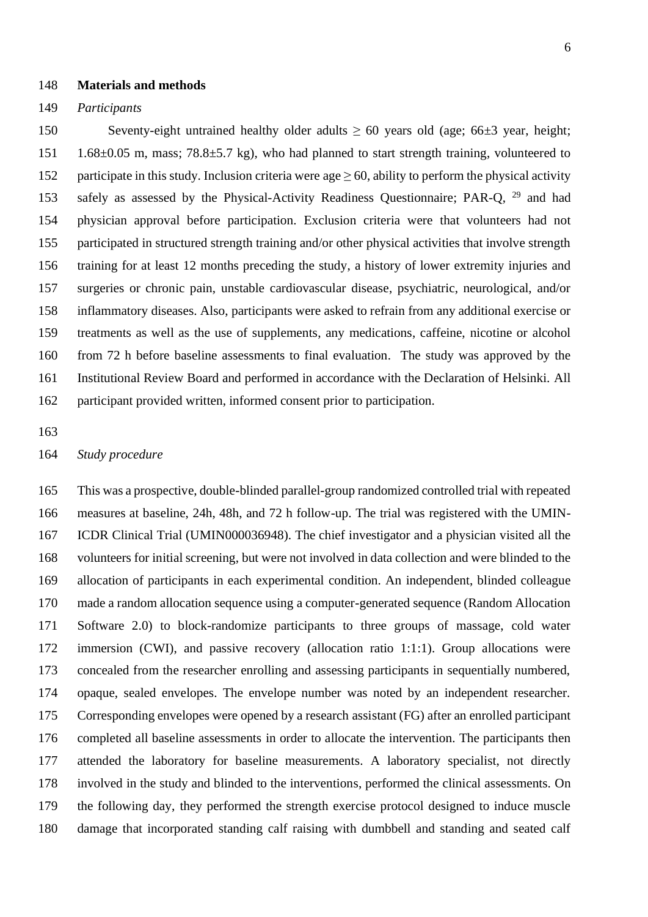## Materials and methods

### *Participants*

Seventy-eight untrained healthy older adults ≥ 60 years old (age; 66±3 year, height; 1.68±0.05 m, mass; 78.8±5.7 kg), who had planned to start strength training, volunteered to participate in this study. Inclusion criteria were age ≥ 60, ability to perform the physical activity safely as assessed by the Physical-Activity Readiness Questionnaire; PAR-Q, [29] and had physician approval before participation. Exclusion criteria were that volunteers had not participated in structured strength training and/or other physical activities that involve strength training for at least 12 months preceding the study, a history of lower extremity injuries and surgeries or chronic pain, unstable cardiovascular disease, psychiatric, neurological, and/or inflammatory diseases. Also, participants were asked to refrain from any additional exercise or treatments as well as the use of supplements, any medications, caffeine, nicotine or alcohol from 72 h before baseline assessments to final evaluation. The study was approved by the Institutional Review Board and performed in accordance with the Declaration of Helsinki. All participant provided written, informed consent prior to participation.

### *Study procedure*

This was a prospective, double-blinded parallel-group randomized controlled trial with repeated measures at baseline, 24h, 48h, and 72 h follow-up. The trial was registered with the UMIN-ICDR Clinical Trial (UMIN000036948). The chief investigator and a physician visited all the volunteers for initial screening, but were not involved in data collection and were blinded to the allocation of participants in each experimental condition. An independent, blinded colleague made a random allocation sequence using a computer-generated sequence (Random Allocation Software 2.0) to block-randomize participants to three groups of massage, cold water immersion (CWI), and passive recovery (allocation ratio 1:1:1). Group allocations were concealed from the researcher enrolling and assessing participants in sequentially numbered, opaque, sealed envelopes. The envelope number was noted by an independent researcher. Corresponding envelopes were opened by a research assistant (FG) after an enrolled participant completed all baseline assessments in order to allocate the intervention. The participants then attended the laboratory for baseline measurements. A laboratory specialist, not directly involved in the study and blinded to the interventions, performed the clinical assessments. On the following day, they performed the strength exercise protocol designed to induce muscle damage that incorporated standing calf raising with dumbbell and standing and seated calf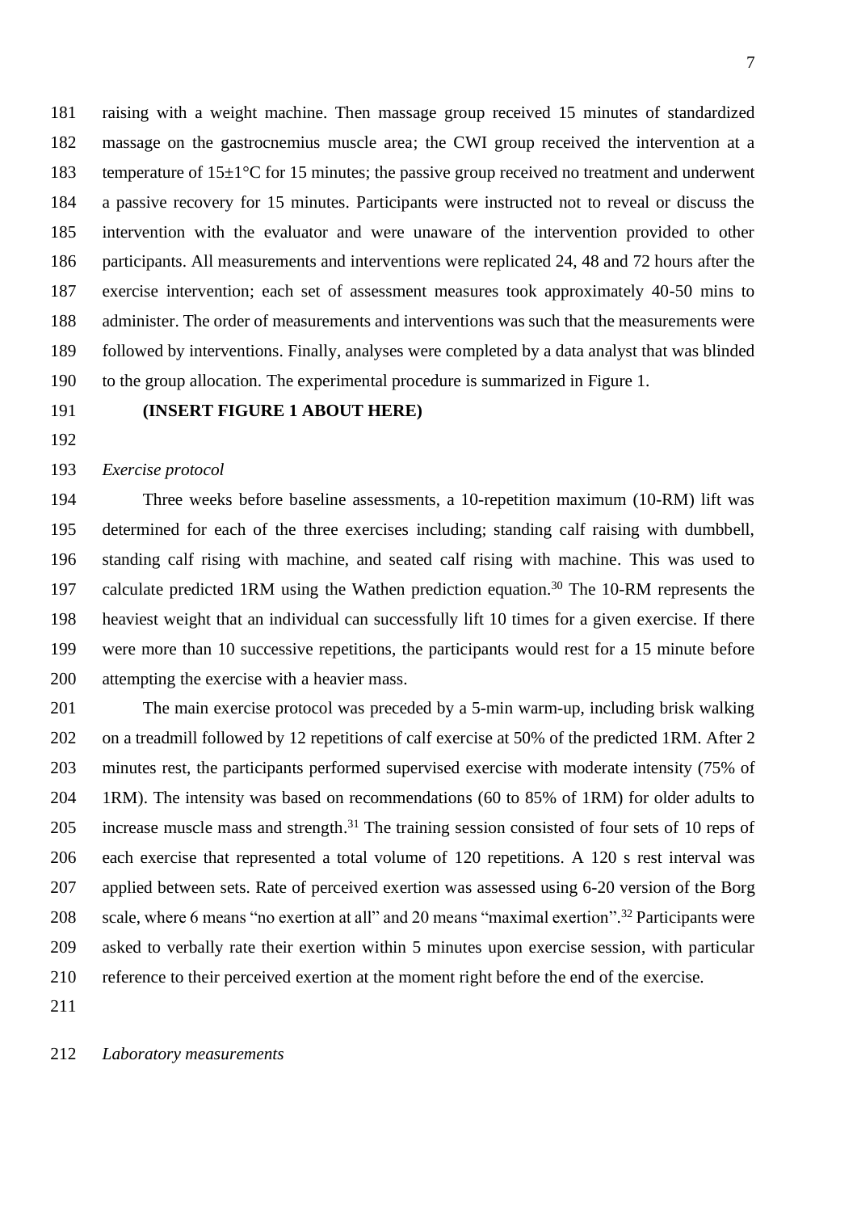raising with a weight machine. Then massage group received 15 minutes of standardized massage on the gastrocnemius muscle area; the CWI group received the intervention at a temperature of 15±1°C for 15 minutes; the passive group received no treatment and underwent a passive recovery for 15 minutes. Participants were instructed not to reveal or discuss the intervention with the evaluator and were unaware of the intervention provided to other participants. All measurements and interventions were replicated 24, 48 and 72 hours after the exercise intervention; each set of assessment measures took approximately 40-50 mins to administer. The order of measurements and interventions was such that the measurements were followed by interventions. Finally, analyses were completed by a data analyst that was blinded to the group allocation. The experimental procedure is summarized in Figure 1.

**(INSERT FIGURE 1 ABOUT HERE)**

*Exercise protocol*

Three weeks before baseline assessments, a 10-repetition maximum (10-RM) lift was determined for each of the three exercises including; standing calf raising with dumbbell, standing calf rising with machine, and seated calf rising with machine. This was used to calculate predicted 1RM using the Wathen prediction equation.[30] The 10-RM represents the heaviest weight that an individual can successfully lift 10 times for a given exercise. If there were more than 10 successive repetitions, the participants would rest for a 15 minute before attempting the exercise with a heavier mass.

The main exercise protocol was preceded by a 5-min warm-up, including brisk walking on a treadmill followed by 12 repetitions of calf exercise at 50% of the predicted 1RM. After 2 minutes rest, the participants performed supervised exercise with moderate intensity (75% of 1RM). The intensity was based on recommendations (60 to 85% of 1RM) for older adults to increase muscle mass and strength.[31] The training session consisted of four sets of 10 reps of each exercise that represented a total volume of 120 repetitions. A 120 s rest interval was applied between sets. Rate of perceived exertion was assessed using 6-20 version of the Borg scale, where 6 means "no exertion at all" and 20 means "maximal exertion".[32] Participants were asked to verbally rate their exertion within 5 minutes upon exercise session, with particular reference to their perceived exertion at the moment right before the end of the exercise.

*Laboratory measurements*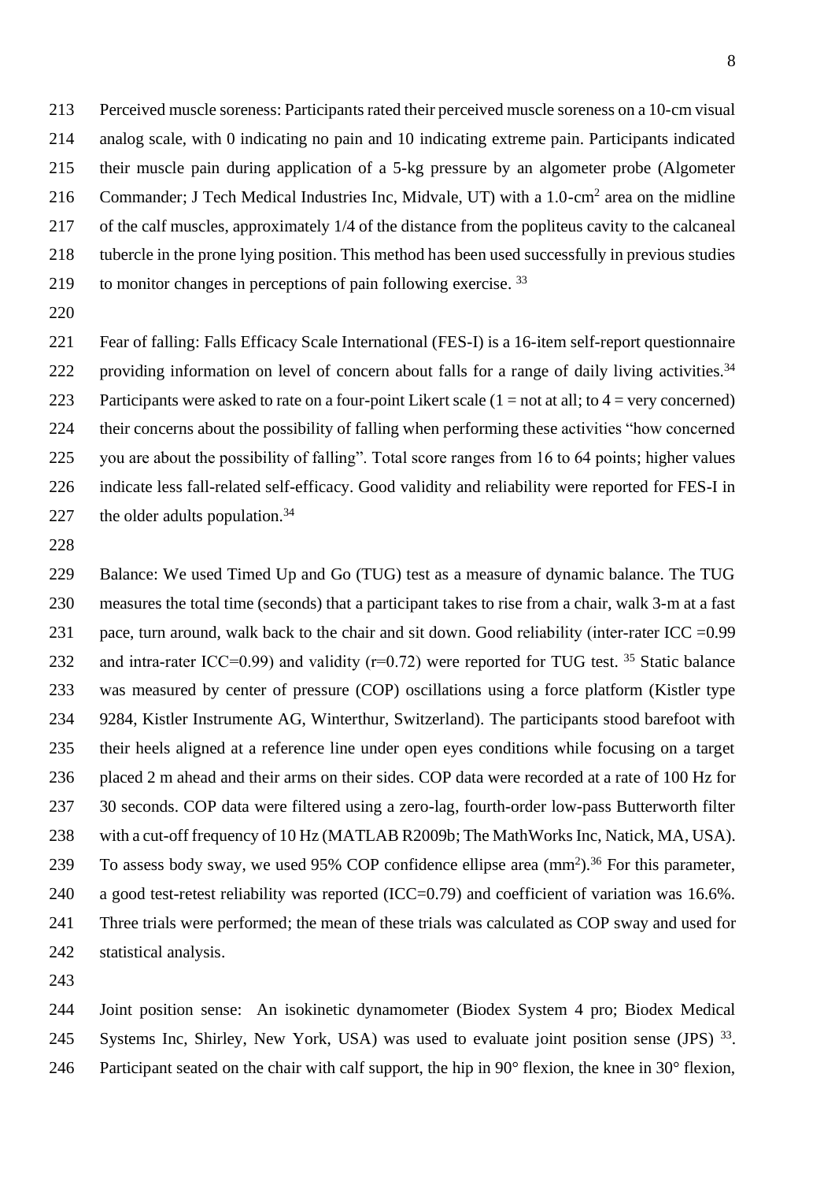Perceived muscle soreness: Participants rated their perceived muscle soreness on a 10-cm visual analog scale, with 0 indicating no pain and 10 indicating extreme pain. Participants indicated their muscle pain during application of a 5-kg pressure by an algometer probe (Algometer Commander; J Tech Medical Industries Inc, Midvale, UT) with a 1.0-$cm^2$ area on the midline of the calf muscles, approximately 1/4 of the distance from the popliteus cavity to the calcaneal tubercle in the prone lying position. This method has been used successfully in previous studies to monitor changes in perceptions of pain following exercise. [33]

Fear of falling: Falls Efficacy Scale International (FES-I) is a 16-item self-report questionnaire providing information on level of concern about falls for a range of daily living activities.[34] Participants were asked to rate on a four-point Likert scale (1 = not at all; to 4 = very concerned) their concerns about the possibility of falling when performing these activities "how concerned you are about the possibility of falling". Total score ranges from 16 to 64 points; higher values indicate less fall-related self-efficacy. Good validity and reliability were reported for FES-I in the older adults population.[34]

Balance: We used Timed Up and Go (TUG) test as a measure of dynamic balance. The TUG measures the total time (seconds) that a participant takes to rise from a chair, walk 3-m at a fast pace, turn around, walk back to the chair and sit down. Good reliability (inter-rater ICC =0.99 and intra-rater ICC=0.99) and validity (r=0.72) were reported for TUG test. [35] Static balance was measured by center of pressure (COP) oscillations using a force platform (Kistler type 9284, Kistler Instrumente AG, Winterthur, Switzerland). The participants stood barefoot with their heels aligned at a reference line under open eyes conditions while focusing on a target placed 2 m ahead and their arms on their sides. COP data were recorded at a rate of 100 Hz for 30 seconds. COP data were filtered using a zero-lag, fourth-order low-pass Butterworth filter with a cut-off frequency of 10 Hz (MATLAB R2009b; The MathWorks Inc, Natick, MA, USA). To assess body sway, we used 95% COP confidence ellipse area ($mm^2$).[36] For this parameter, a good test-retest reliability was reported (ICC=0.79) and coefficient of variation was 16.6%. Three trials were performed; the mean of these trials was calculated as COP sway and used for statistical analysis.

Joint position sense: An isokinetic dynamometer (Biodex System 4 pro; Biodex Medical Systems Inc, Shirley, New York, USA) was used to evaluate joint position sense (JPS) [33]. Participant seated on the chair with calf support, the hip in 90° flexion, the knee in 30° flexion,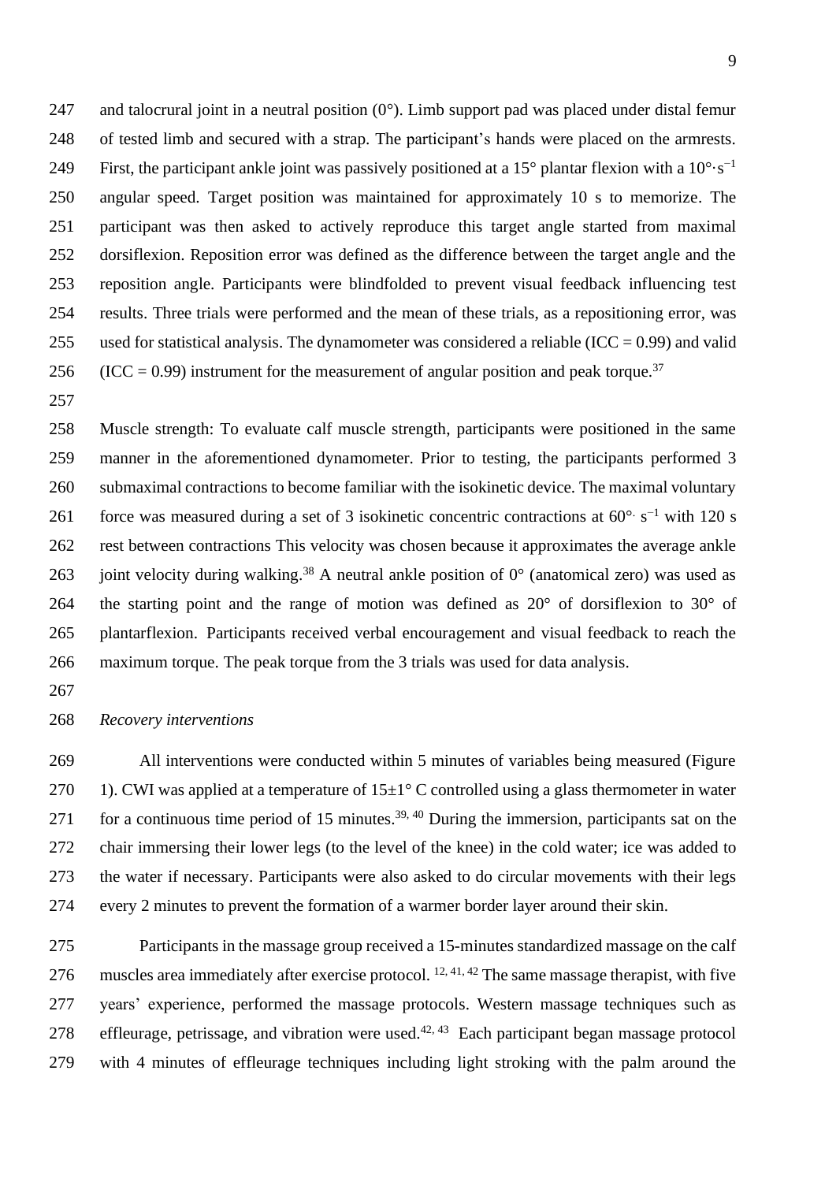and talocrural joint in a neutral position (0°). Limb support pad was placed under distal femur of tested limb and secured with a strap. The participant's hands were placed on the armrests. First, the participant ankle joint was passively positioned at a 15° plantar flexion with a $10°·s^{-1}$ angular speed. Target position was maintained for approximately 10 s to memorize. The participant was then asked to actively reproduce this target angle started from maximal dorsiflexion. Reposition error was defined as the difference between the target angle and the reposition angle. Participants were blindfolded to prevent visual feedback influencing test results. Three trials were performed and the mean of these trials, as a repositioning error, was used for statistical analysis. The dynamometer was considered a reliable (ICC = 0.99) and valid (ICC = 0.99) instrument for the measurement of angular position and peak torque.[37]

Muscle strength: To evaluate calf muscle strength, participants were positioned in the same manner in the aforementioned dynamometer. Prior to testing, the participants performed 3 submaximal contractions to become familiar with the isokinetic device. The maximal voluntary force was measured during a set of 3 isokinetic concentric contractions at $60°·s^{-1}$ with 120 s rest between contractions This velocity was chosen because it approximates the average ankle joint velocity during walking.[38] A neutral ankle position of 0° (anatomical zero) was used as the starting point and the range of motion was defined as 20° of dorsiflexion to 30° of plantarflexion. Participants received verbal encouragement and visual feedback to reach the maximum torque. The peak torque from the 3 trials was used for data analysis.

*Recovery interventions*

All interventions were conducted within 5 minutes of variables being measured (Figure 1). CWI was applied at a temperature of 15±1° C controlled using a glass thermometer in water for a continuous time period of 15 minutes.[39, 40] During the immersion, participants sat on the chair immersing their lower legs (to the level of the knee) in the cold water; ice was added to the water if necessary. Participants were also asked to do circular movements with their legs every 2 minutes to prevent the formation of a warmer border layer around their skin.

Participants in the massage group received a 15-minutes standardized massage on the calf muscles area immediately after exercise protocol. [12, 41, 42] The same massage therapist, with five years' experience, performed the massage protocols. Western massage techniques such as effleurage, petrissage, and vibration were used.[42, 43] Each participant began massage protocol with 4 minutes of effleurage techniques including light stroking with the palm around the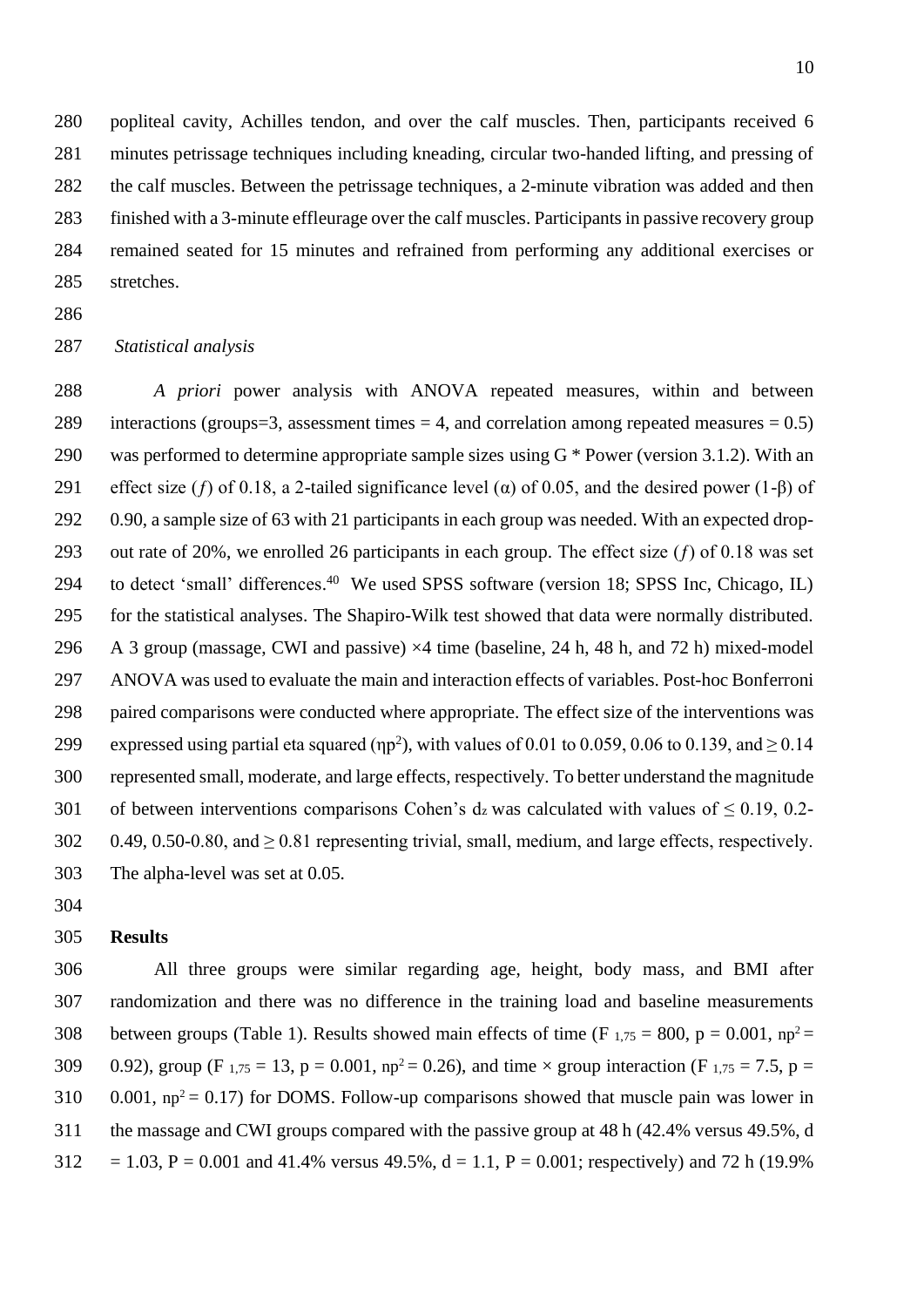popliteal cavity, Achilles tendon, and over the calf muscles. Then, participants received 6 minutes petrissage techniques including kneading, circular two-handed lifting, and pressing of the calf muscles. Between the petrissage techniques, a 2-minute vibration was added and then finished with a 3-minute effleurage over the calf muscles. Participants in passive recovery group remained seated for 15 minutes and refrained from performing any additional exercises or stretches.

*Statistical analysis*

*A priori* power analysis with ANOVA repeated measures, within and between interactions (groups=3, assessment times = 4, and correlation among repeated measures = 0.5) was performed to determine appropriate sample sizes using G * Power (version 3.1.2). With an effect size ($f$) of 0.18, a 2-tailed significance level ($\alpha$) of 0.05, and the desired power ($1-\beta$) of 0.90, a sample size of 63 with 21 participants in each group was needed. With an expected drop-out rate of 20%, we enrolled 26 participants in each group. The effect size ($f$) of 0.18 was set to detect 'small' differences.[40] We used SPSS software (version 18; SPSS Inc, Chicago, IL) for the statistical analyses. The Shapiro-Wilk test showed that data were normally distributed. A 3 group (massage, CWI and passive) ×4 time (baseline, 24 h, 48 h, and 72 h) mixed-model ANOVA was used to evaluate the main and interaction effects of variables. Post-hoc Bonferroni paired comparisons were conducted where appropriate. The effect size of the interventions was expressed using partial eta squared ($\eta p^2$), with values of 0.01 to 0.059, 0.06 to 0.139, and $\geq 0.14$ represented small, moderate, and large effects, respectively. To better understand the magnitude of between interventions comparisons Cohen's $d_z$ was calculated with values of $\leq 0.19$, 0.2-0.49, 0.50-0.80, and $\geq 0.81$ representing trivial, small, medium, and large effects, respectively. The alpha-level was set at 0.05.

## Results

All three groups were similar regarding age, height, body mass, and BMI after randomization and there was no difference in the training load and baseline measurements between groups (Table 1). Results showed main effects of time ($F_{1,75} = 800$, $p = 0.001$, $\eta p^2 = 0.92$), group ($F_{1,75} = 13$, $p = 0.001$, $\eta p^2 = 0.26$), and time × group interaction ($F_{1,75} = 7.5$, $p = 0.001$, $\eta p^2 = 0.17$) for DOMS. Follow-up comparisons showed that muscle pain was lower in the massage and CWI groups compared with the passive group at 48 h (42.4% versus 49.5%, $d = 1.03$, $P = 0.001$ and 41.4% versus 49.5%, $d = 1.1$, $P = 0.001$; respectively) and 72 h (19.9%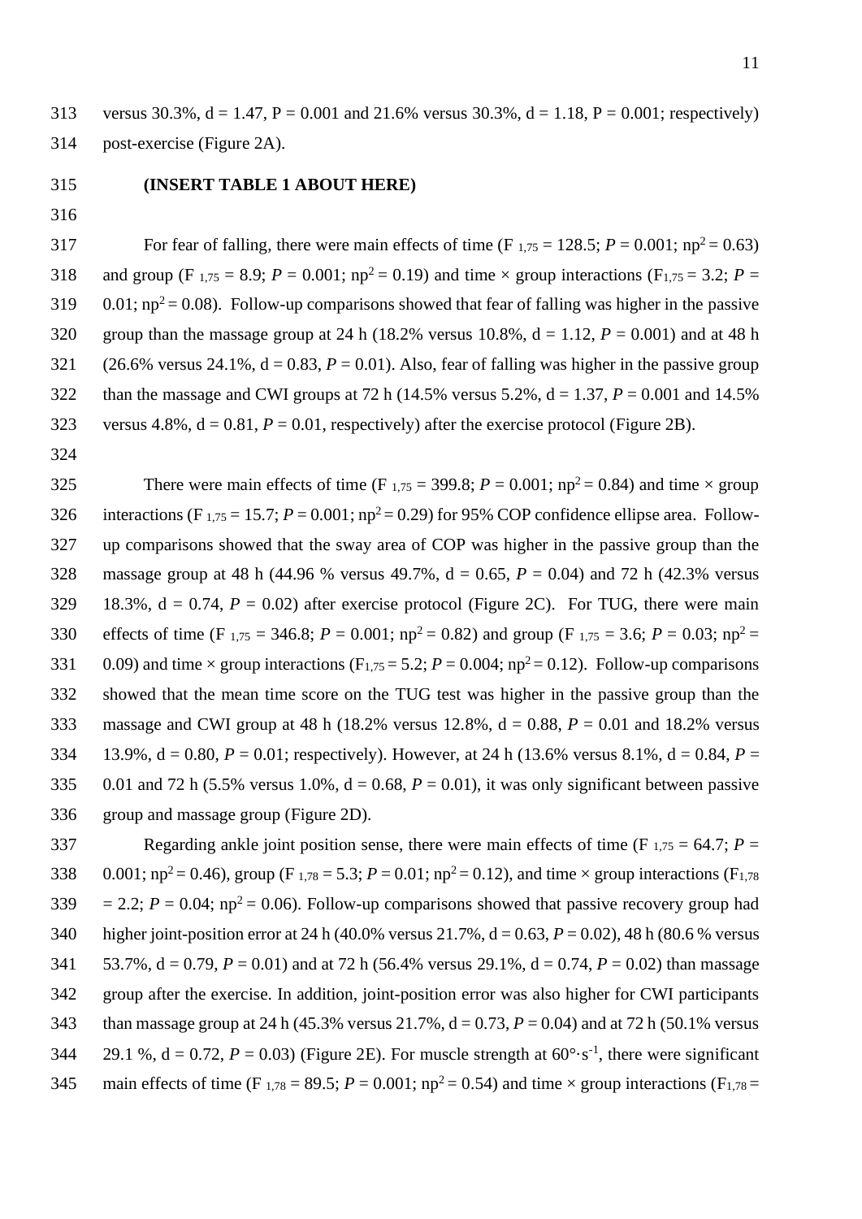versus 30.3%, d = 1.47, P = 0.001 and 21.6% versus 30.3%, d = 1.18, P = 0.001; respectively) post-exercise (Figure 2A).

**(INSERT TABLE 1 ABOUT HERE)**

For fear of falling, there were main effects of time ($F_{1,75}$ = 128.5; *P* = 0.001; $np^2$ = 0.63) and group ($F_{1,75}$ = 8.9; *P* = 0.001; $np^2$ = 0.19) and time × group interactions ($F_{1,75}$ = 3.2; *P* = 0.01; $np^2$ = 0.08). Follow-up comparisons showed that fear of falling was higher in the passive group than the massage group at 24 h (18.2% versus 10.8%, d = 1.12, *P* = 0.001) and at 48 h (26.6% versus 24.1%, d = 0.83, *P* = 0.01). Also, fear of falling was higher in the passive group than the massage and CWI groups at 72 h (14.5% versus 5.2%, d = 1.37, *P* = 0.001 and 14.5% versus 4.8%, d = 0.81, *P* = 0.01, respectively) after the exercise protocol (Figure 2B).

There were main effects of time ($F_{1,75}$ = 399.8; *P* = 0.001; $np^2$ = 0.84) and time × group interactions ($F_{1,75}$ = 15.7; *P* = 0.001; $np^2$ = 0.29) for 95% COP confidence ellipse area. Follow-up comparisons showed that the sway area of COP was higher in the passive group than the massage group at 48 h (44.96 % versus 49.7%, d = 0.65, *P* = 0.04) and 72 h (42.3% versus 18.3%, d = 0.74, *P* = 0.02) after exercise protocol (Figure 2C). For TUG, there were main effects of time ($F_{1,75}$ = 346.8; *P* = 0.001; $np^2$ = 0.82) and group ($F_{1,75}$ = 3.6; *P* = 0.03; $np^2$ = 0.09) and time × group interactions ($F_{1,75}$ = 5.2; *P* = 0.004; $np^2$ = 0.12). Follow-up comparisons showed that the mean time score on the TUG test was higher in the passive group than the massage and CWI group at 48 h (18.2% versus 12.8%, d = 0.88, *P* = 0.01 and 18.2% versus 13.9%, d = 0.80, *P* = 0.01; respectively). However, at 24 h (13.6% versus 8.1%, d = 0.84, *P* = 0.01 and 72 h (5.5% versus 1.0%, d = 0.68, *P* = 0.01), it was only significant between passive group and massage group (Figure 2D).

Regarding ankle joint position sense, there were main effects of time ($F_{1,75}$ = 64.7; *P* = 0.001; $np^2$ = 0.46), group ($F_{1,78}$ = 5.3; *P* = 0.01; $np^2$ = 0.12), and time × group interactions ($F_{1,78}$ = 2.2; *P* = 0.04; $np^2$ = 0.06). Follow-up comparisons showed that passive recovery group had higher joint-position error at 24 h (40.0% versus 21.7%, d = 0.63, *P* = 0.02), 48 h (80.6 % versus 53.7%, d = 0.79, *P* = 0.01) and at 72 h (56.4% versus 29.1%, d = 0.74, *P* = 0.02) than massage group after the exercise. In addition, joint-position error was also higher for CWI participants than massage group at 24 h (45.3% versus 21.7%, d = 0.73, *P* = 0.04) and at 72 h (50.1% versus 29.1 %, d = 0.72, *P* = 0.03) (Figure 2E). For muscle strength at $60°\cdot s^{-1}$, there were significant main effects of time ($F_{1,78}$ = 89.5; *P* = 0.001; $np^2$ = 0.54) and time × group interactions ($F_{1,78}$ =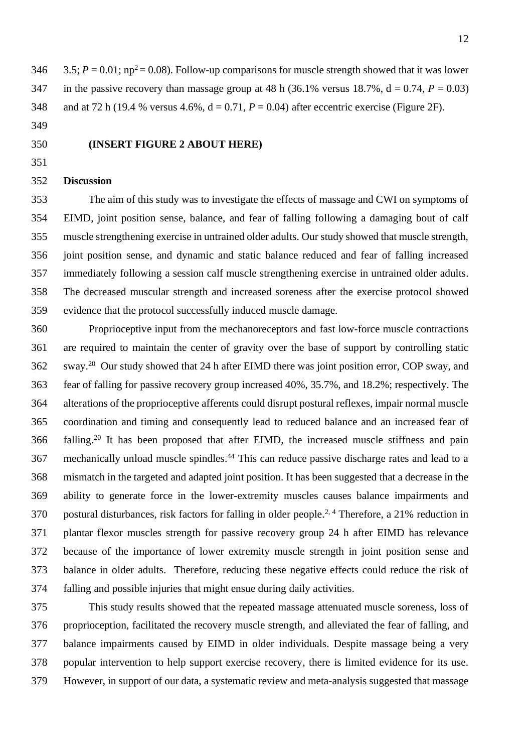3.5; $P = 0.01$; $\eta p^2 = 0.08$). Follow-up comparisons for muscle strength showed that it was lower in the passive recovery than massage group at 48 h (36.1% versus 18.7%, d = 0.74, $P = 0.03$) and at 72 h (19.4 % versus 4.6%, d = 0.71, $P = 0.04$) after eccentric exercise (Figure 2F).

**(INSERT FIGURE 2 ABOUT HERE)**

## Discussion

The aim of this study was to investigate the effects of massage and CWI on symptoms of EIMD, joint position sense, balance, and fear of falling following a damaging bout of calf muscle strengthening exercise in untrained older adults. Our study showed that muscle strength, joint position sense, and dynamic and static balance reduced and fear of falling increased immediately following a session calf muscle strengthening exercise in untrained older adults. The decreased muscular strength and increased soreness after the exercise protocol showed evidence that the protocol successfully induced muscle damage.

Proprioceptive input from the mechanoreceptors and fast low-force muscle contractions are required to maintain the center of gravity over the base of support by controlling static sway.[20] Our study showed that 24 h after EIMD there was joint position error, COP sway, and fear of falling for passive recovery group increased 40%, 35.7%, and 18.2%; respectively. The alterations of the proprioceptive afferents could disrupt postural reflexes, impair normal muscle coordination and timing and consequently lead to reduced balance and an increased fear of falling.[20] It has been proposed that after EIMD, the increased muscle stiffness and pain mechanically unload muscle spindles.[44] This can reduce passive discharge rates and lead to a mismatch in the targeted and adapted joint position. It has been suggested that a decrease in the ability to generate force in the lower-extremity muscles causes balance impairments and postural disturbances, risk factors for falling in older people.[2, 4] Therefore, a 21% reduction in plantar flexor muscles strength for passive recovery group 24 h after EIMD has relevance because of the importance of lower extremity muscle strength in joint position sense and balance in older adults. Therefore, reducing these negative effects could reduce the risk of falling and possible injuries that might ensue during daily activities.

This study results showed that the repeated massage attenuated muscle soreness, loss of proprioception, facilitated the recovery muscle strength, and alleviated the fear of falling, and balance impairments caused by EIMD in older individuals. Despite massage being a very popular intervention to help support exercise recovery, there is limited evidence for its use. However, in support of our data, a systematic review and meta-analysis suggested that massage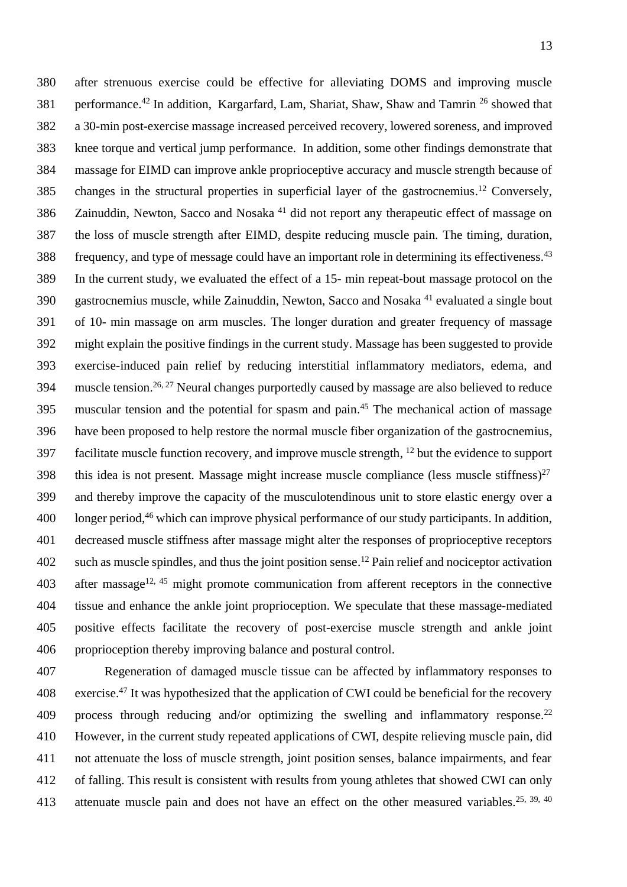after strenuous exercise could be effective for alleviating DOMS and improving muscle performance.[42] In addition, Kargarfard, Lam, Shariat, Shaw, Shaw and Tamrin [26] showed that a 30-min post-exercise massage increased perceived recovery, lowered soreness, and improved knee torque and vertical jump performance. In addition, some other findings demonstrate that massage for EIMD can improve ankle proprioceptive accuracy and muscle strength because of changes in the structural properties in superficial layer of the gastrocnemius.[12] Conversely, Zainuddin, Newton, Sacco and Nosaka [41] did not report any therapeutic effect of massage on the loss of muscle strength after EIMD, despite reducing muscle pain. The timing, duration, frequency, and type of message could have an important role in determining its effectiveness.[43] In the current study, we evaluated the effect of a 15- min repeat-bout massage protocol on the gastrocnemius muscle, while Zainuddin, Newton, Sacco and Nosaka [41] evaluated a single bout of 10- min massage on arm muscles. The longer duration and greater frequency of massage might explain the positive findings in the current study. Massage has been suggested to provide exercise-induced pain relief by reducing interstitial inflammatory mediators, edema, and muscle tension.[26, 27] Neural changes purportedly caused by massage are also believed to reduce muscular tension and the potential for spasm and pain.[45] The mechanical action of massage have been proposed to help restore the normal muscle fiber organization of the gastrocnemius, facilitate muscle function recovery, and improve muscle strength, [12] but the evidence to support this idea is not present. Massage might increase muscle compliance (less muscle stiffness)[27] and thereby improve the capacity of the musculotendinous unit to store elastic energy over a longer period,[46] which can improve physical performance of our study participants. In addition, decreased muscle stiffness after massage might alter the responses of proprioceptive receptors such as muscle spindles, and thus the joint position sense.[12] Pain relief and nociceptor activation after massage[12, 45] might promote communication from afferent receptors in the connective tissue and enhance the ankle joint proprioception. We speculate that these massage-mediated positive effects facilitate the recovery of post-exercise muscle strength and ankle joint proprioception thereby improving balance and postural control.

Regeneration of damaged muscle tissue can be affected by inflammatory responses to exercise.[47] It was hypothesized that the application of CWI could be beneficial for the recovery process through reducing and/or optimizing the swelling and inflammatory response.[22] However, in the current study repeated applications of CWI, despite relieving muscle pain, did not attenuate the loss of muscle strength, joint position senses, balance impairments, and fear of falling. This result is consistent with results from young athletes that showed CWI can only attenuate muscle pain and does not have an effect on the other measured variables.[25, 39, 40]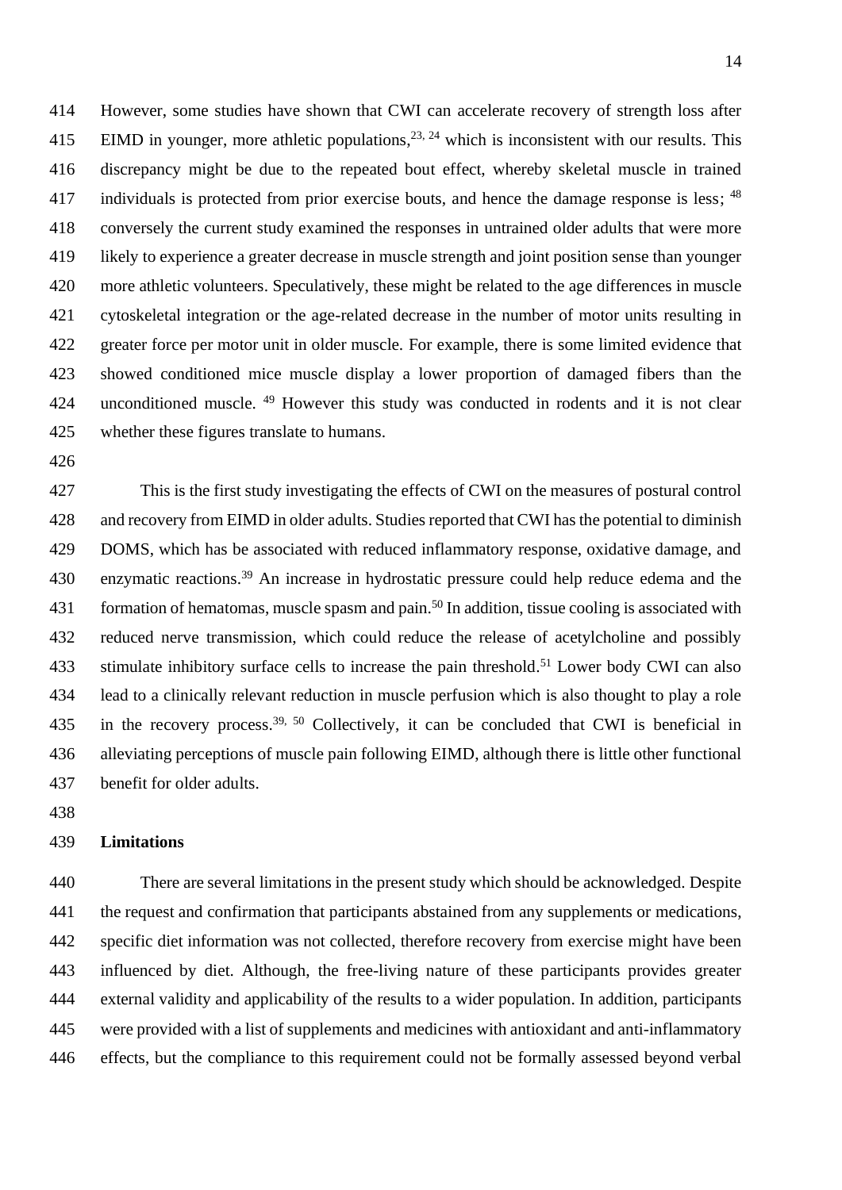However, some studies have shown that CWI can accelerate recovery of strength loss after EIMD in younger, more athletic populations,[23, 24] which is inconsistent with our results. This discrepancy might be due to the repeated bout effect, whereby skeletal muscle in trained individuals is protected from prior exercise bouts, and hence the damage response is less; [48] conversely the current study examined the responses in untrained older adults that were more likely to experience a greater decrease in muscle strength and joint position sense than younger more athletic volunteers. Speculatively, these might be related to the age differences in muscle cytoskeletal integration or the age-related decrease in the number of motor units resulting in greater force per motor unit in older muscle. For example, there is some limited evidence that showed conditioned mice muscle display a lower proportion of damaged fibers than the unconditioned muscle. [49] However this study was conducted in rodents and it is not clear whether these figures translate to humans.

This is the first study investigating the effects of CWI on the measures of postural control and recovery from EIMD in older adults. Studies reported that CWI has the potential to diminish DOMS, which has be associated with reduced inflammatory response, oxidative damage, and enzymatic reactions.[39] An increase in hydrostatic pressure could help reduce edema and the formation of hematomas, muscle spasm and pain.[50] In addition, tissue cooling is associated with reduced nerve transmission, which could reduce the release of acetylcholine and possibly stimulate inhibitory surface cells to increase the pain threshold.[51] Lower body CWI can also lead to a clinically relevant reduction in muscle perfusion which is also thought to play a role in the recovery process.[39, 50] Collectively, it can be concluded that CWI is beneficial in alleviating perceptions of muscle pain following EIMD, although there is little other functional benefit for older adults.

## Limitations

There are several limitations in the present study which should be acknowledged. Despite the request and confirmation that participants abstained from any supplements or medications, specific diet information was not collected, therefore recovery from exercise might have been influenced by diet. Although, the free-living nature of these participants provides greater external validity and applicability of the results to a wider population. In addition, participants were provided with a list of supplements and medicines with antioxidant and anti-inflammatory effects, but the compliance to this requirement could not be formally assessed beyond verbal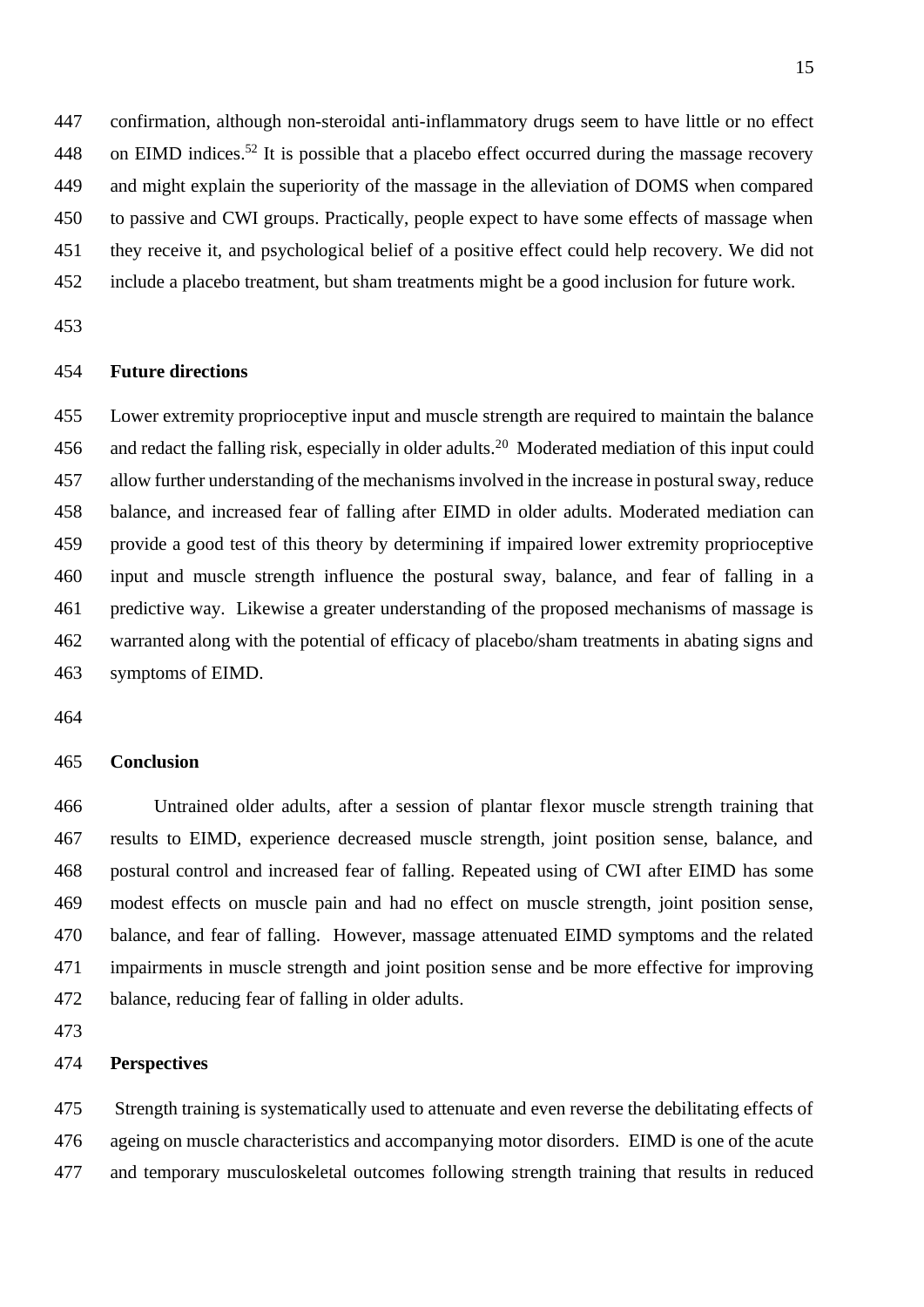confirmation, although non-steroidal anti-inflammatory drugs seem to have little or no effect on EIMD indices.[52] It is possible that a placebo effect occurred during the massage recovery and might explain the superiority of the massage in the alleviation of DOMS when compared to passive and CWI groups. Practically, people expect to have some effects of massage when they receive it, and psychological belief of a positive effect could help recovery. We did not include a placebo treatment, but sham treatments might be a good inclusion for future work.

## Future directions

Lower extremity proprioceptive input and muscle strength are required to maintain the balance and redact the falling risk, especially in older adults.[20] Moderated mediation of this input could allow further understanding of the mechanisms involved in the increase in postural sway, reduce balance, and increased fear of falling after EIMD in older adults. Moderated mediation can provide a good test of this theory by determining if impaired lower extremity proprioceptive input and muscle strength influence the postural sway, balance, and fear of falling in a predictive way. Likewise a greater understanding of the proposed mechanisms of massage is warranted along with the potential of efficacy of placebo/sham treatments in abating signs and symptoms of EIMD.

## Conclusion

Untrained older adults, after a session of plantar flexor muscle strength training that results to EIMD, experience decreased muscle strength, joint position sense, balance, and postural control and increased fear of falling. Repeated using of CWI after EIMD has some modest effects on muscle pain and had no effect on muscle strength, joint position sense, balance, and fear of falling. However, massage attenuated EIMD symptoms and the related impairments in muscle strength and joint position sense and be more effective for improving balance, reducing fear of falling in older adults.

## Perspectives

Strength training is systematically used to attenuate and even reverse the debilitating effects of ageing on muscle characteristics and accompanying motor disorders. EIMD is one of the acute and temporary musculoskeletal outcomes following strength training that results in reduced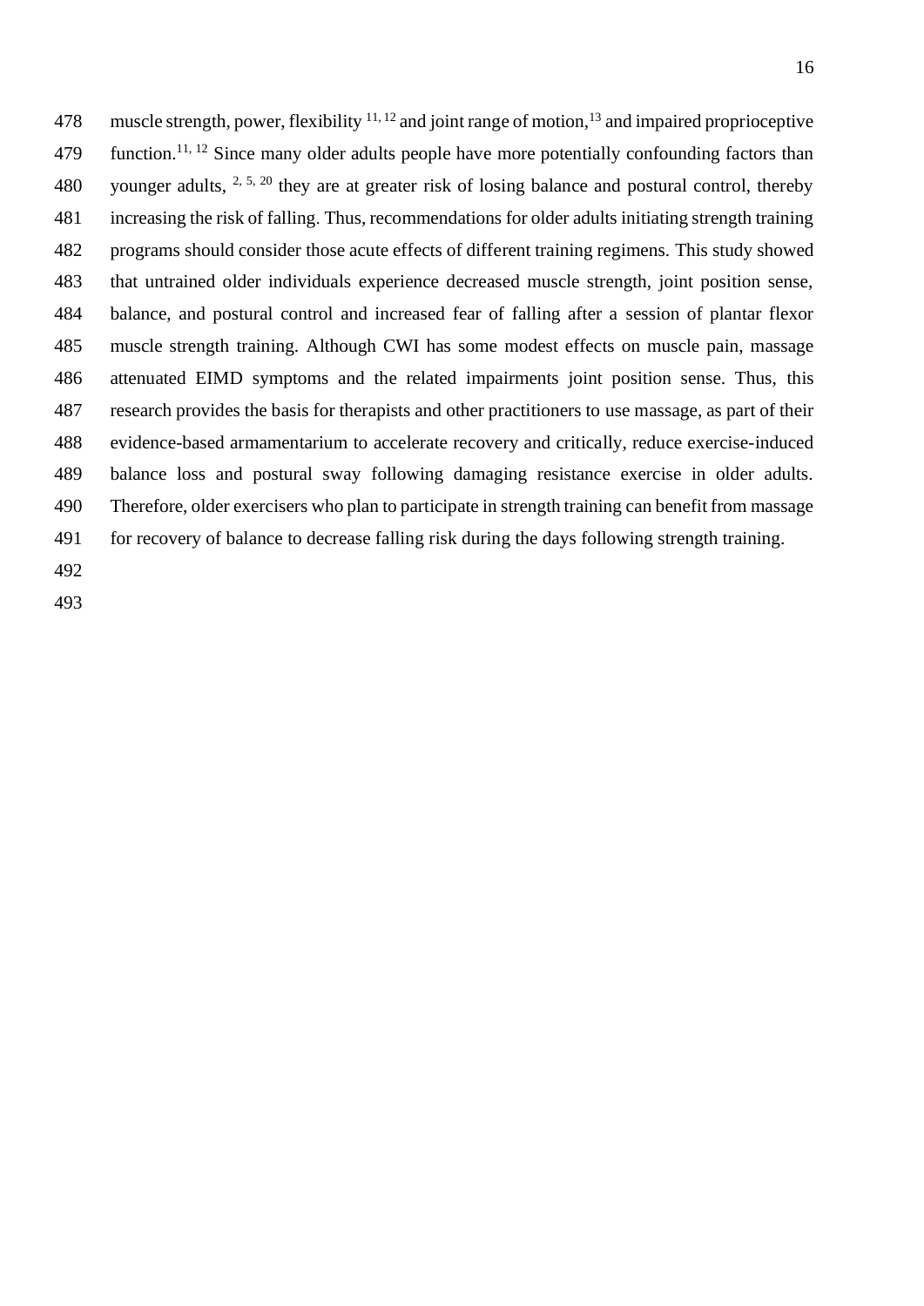muscle strength, power, flexibility [11, 12] and joint range of motion,[13] and impaired proprioceptive function.[11, 12] Since many older adults people have more potentially confounding factors than younger adults, [2, 5, 20] they are at greater risk of losing balance and postural control, thereby increasing the risk of falling. Thus, recommendations for older adults initiating strength training programs should consider those acute effects of different training regimens. This study showed that untrained older individuals experience decreased muscle strength, joint position sense, balance, and postural control and increased fear of falling after a session of plantar flexor muscle strength training. Although CWI has some modest effects on muscle pain, massage attenuated EIMD symptoms and the related impairments joint position sense. Thus, this research provides the basis for therapists and other practitioners to use massage, as part of their evidence-based armamentarium to accelerate recovery and critically, reduce exercise-induced balance loss and postural sway following damaging resistance exercise in older adults. Therefore, older exercisers who plan to participate in strength training can benefit from massage for recovery of balance to decrease falling risk during the days following strength training.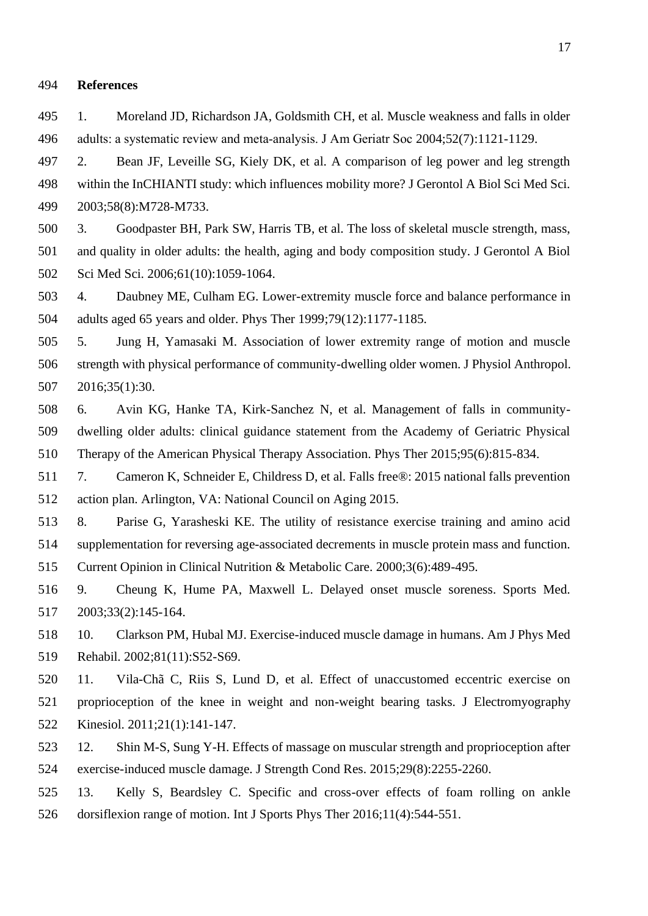## References

1. Moreland JD, Richardson JA, Goldsmith CH, et al. Muscle weakness and falls in older adults: a systematic review and meta-analysis. J Am Geriatr Soc 2004;52(7):1121-1129.
2. Bean JF, Leveille SG, Kiely DK, et al. A comparison of leg power and leg strength within the InCHIANTI study: which influences mobility more? J Gerontol A Biol Sci Med Sci. 2003;58(8):M728-M733.
3. Goodpaster BH, Park SW, Harris TB, et al. The loss of skeletal muscle strength, mass, and quality in older adults: the health, aging and body composition study. J Gerontol A Biol Sci Med Sci. 2006;61(10):1059-1064.
4. Daubney ME, Culham EG. Lower-extremity muscle force and balance performance in adults aged 65 years and older. Phys Ther 1999;79(12):1177-1185.
5. Jung H, Yamasaki M. Association of lower extremity range of motion and muscle strength with physical performance of community-dwelling older women. J Physiol Anthropol. 2016;35(1):30.
6. Avin KG, Hanke TA, Kirk-Sanchez N, et al. Management of falls in community-dwelling older adults: clinical guidance statement from the Academy of Geriatric Physical Therapy of the American Physical Therapy Association. Phys Ther 2015;95(6):815-834.
7. Cameron K, Schneider E, Childress D, et al. Falls free®: 2015 national falls prevention action plan. Arlington, VA: National Council on Aging 2015.
8. Parise G, Yarasheski KE. The utility of resistance exercise training and amino acid supplementation for reversing age-associated decrements in muscle protein mass and function. Current Opinion in Clinical Nutrition & Metabolic Care. 2000;3(6):489-495.
9. Cheung K, Hume PA, Maxwell L. Delayed onset muscle soreness. Sports Med. 2003;33(2):145-164.
10. Clarkson PM, Hubal MJ. Exercise-induced muscle damage in humans. Am J Phys Med Rehabil. 2002;81(11):S52-S69.
11. Vila-Chã C, Riis S, Lund D, et al. Effect of unaccustomed eccentric exercise on proprioception of the knee in weight and non-weight bearing tasks. J Electromyography Kinesiol. 2011;21(1):141-147.
12. Shin M-S, Sung Y-H. Effects of massage on muscular strength and proprioception after exercise-induced muscle damage. J Strength Cond Res. 2015;29(8):2255-2260.
13. Kelly S, Beardsley C. Specific and cross-over effects of foam rolling on ankle dorsiflexion range of motion. Int J Sports Phys Ther 2016;11(4):544-551.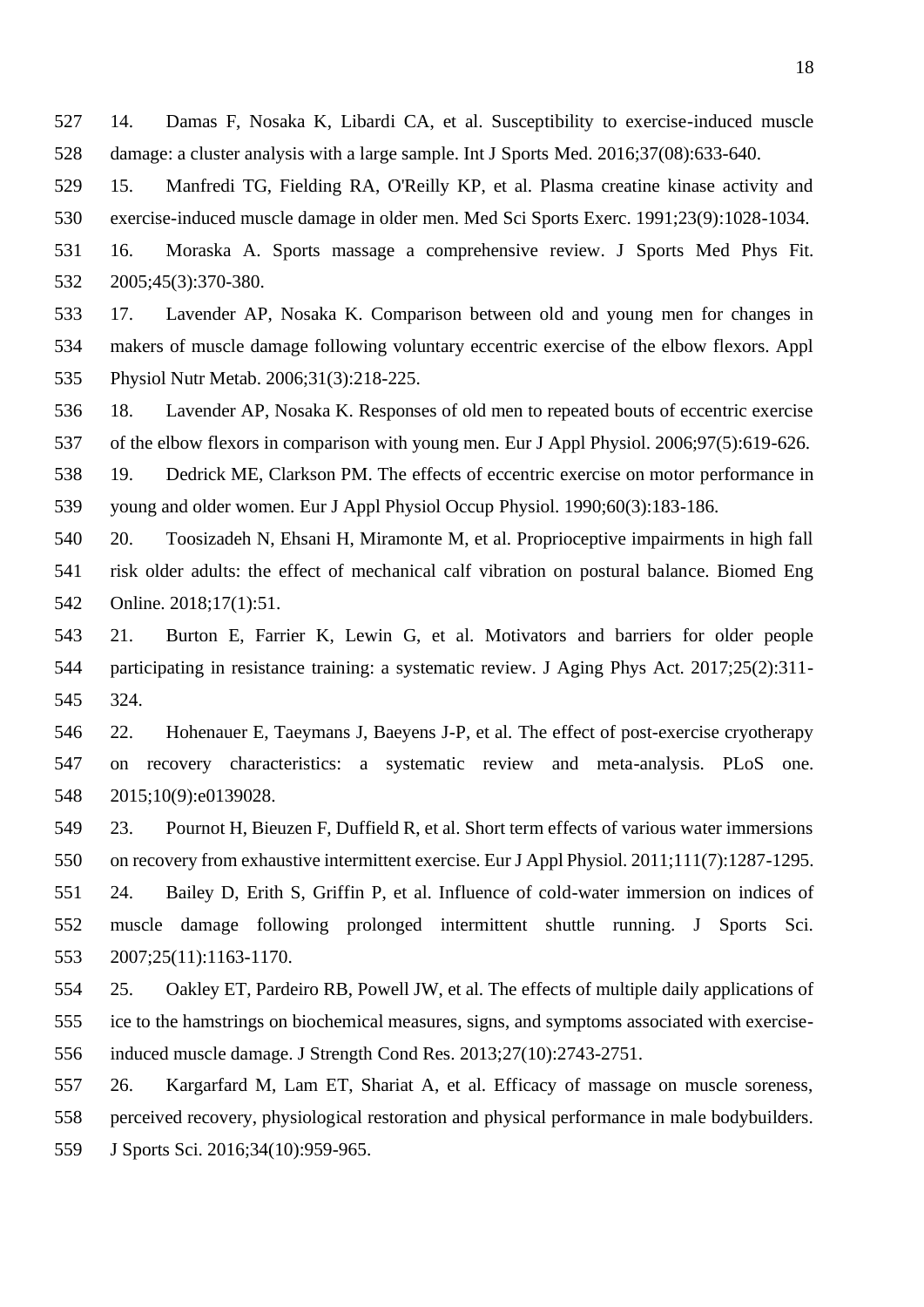14. Damas F, Nosaka K, Libardi CA, et al. Susceptibility to exercise-induced muscle damage: a cluster analysis with a large sample. Int J Sports Med. 2016;37(08):633-640.
15. Manfredi TG, Fielding RA, O'Reilly KP, et al. Plasma creatine kinase activity and exercise-induced muscle damage in older men. Med Sci Sports Exerc. 1991;23(9):1028-1034.
16. Moraska A. Sports massage a comprehensive review. J Sports Med Phys Fit. 2005;45(3):370-380.
17. Lavender AP, Nosaka K. Comparison between old and young men for changes in makers of muscle damage following voluntary eccentric exercise of the elbow flexors. Appl Physiol Nutr Metab. 2006;31(3):218-225.
18. Lavender AP, Nosaka K. Responses of old men to repeated bouts of eccentric exercise of the elbow flexors in comparison with young men. Eur J Appl Physiol. 2006;97(5):619-626.
19. Dedrick ME, Clarkson PM. The effects of eccentric exercise on motor performance in young and older women. Eur J Appl Physiol Occup Physiol. 1990;60(3):183-186.
20. Toosizadeh N, Ehsani H, Miramonte M, et al. Proprioceptive impairments in high fall risk older adults: the effect of mechanical calf vibration on postural balance. Biomed Eng Online. 2018;17(1):51.
21. Burton E, Farrier K, Lewin G, et al. Motivators and barriers for older people participating in resistance training: a systematic review. J Aging Phys Act. 2017;25(2):311-324.
22. Hohenauer E, Taeymans J, Baeyens J-P, et al. The effect of post-exercise cryotherapy on recovery characteristics: a systematic review and meta-analysis. PLoS one. 2015;10(9):e0139028.
23. Pournot H, Bieuzen F, Duffield R, et al. Short term effects of various water immersions on recovery from exhaustive intermittent exercise. Eur J Appl Physiol. 2011;111(7):1287-1295.
24. Bailey D, Erith S, Griffin P, et al. Influence of cold-water immersion on indices of muscle damage following prolonged intermittent shuttle running. J Sports Sci. 2007;25(11):1163-1170.
25. Oakley ET, Pardeiro RB, Powell JW, et al. The effects of multiple daily applications of ice to the hamstrings on biochemical measures, signs, and symptoms associated with exercise-induced muscle damage. J Strength Cond Res. 2013;27(10):2743-2751.
26. Kargarfard M, Lam ET, Shariat A, et al. Efficacy of massage on muscle soreness, perceived recovery, physiological restoration and physical performance in male bodybuilders. J Sports Sci. 2016;34(10):959-965.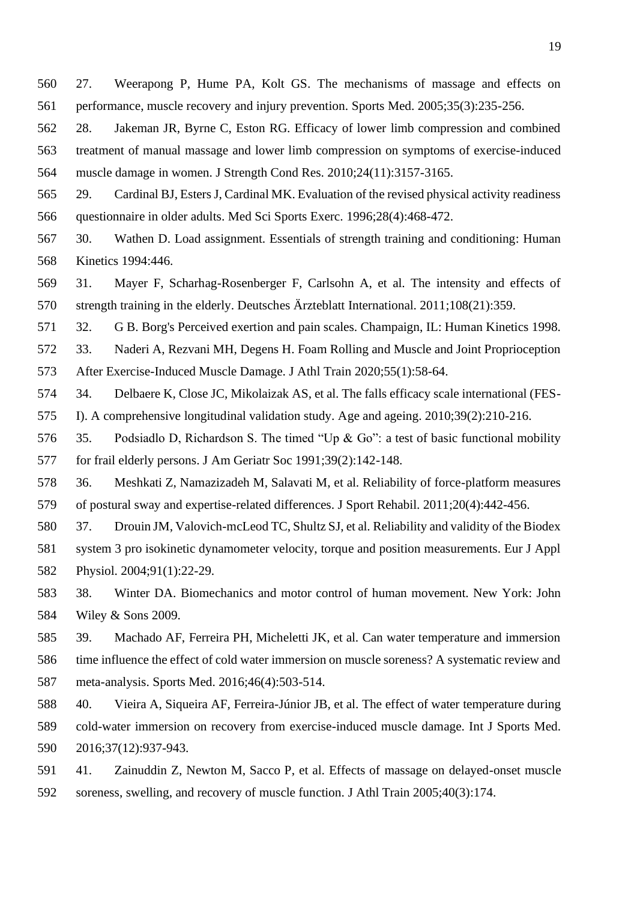27. Weerapong P, Hume PA, Kolt GS. The mechanisms of massage and effects on performance, muscle recovery and injury prevention. Sports Med. 2005;35(3):235-256.

28. Jakeman JR, Byrne C, Eston RG. Efficacy of lower limb compression and combined treatment of manual massage and lower limb compression on symptoms of exercise-induced muscle damage in women. J Strength Cond Res. 2010;24(11):3157-3165.

29. Cardinal BJ, Esters J, Cardinal MK. Evaluation of the revised physical activity readiness questionnaire in older adults. Med Sci Sports Exerc. 1996;28(4):468-472.

30. Wathen D. Load assignment. Essentials of strength training and conditioning: Human Kinetics 1994:446.

31. Mayer F, Scharhag-Rosenberger F, Carlsohn A, et al. The intensity and effects of strength training in the elderly. Deutsches Ärzteblatt International. 2011;108(21):359.

32. G B. Borg's Perceived exertion and pain scales. Champaign, IL: Human Kinetics 1998.

33. Naderi A, Rezvani MH, Degens H. Foam Rolling and Muscle and Joint Proprioception After Exercise-Induced Muscle Damage. J Athl Train 2020;55(1):58-64.

34. Delbaere K, Close JC, Mikolaizak AS, et al. The falls efficacy scale international (FES-I). A comprehensive longitudinal validation study. Age and ageing. 2010;39(2):210-216.

35. Podsiadlo D, Richardson S. The timed "Up & Go": a test of basic functional mobility for frail elderly persons. J Am Geriatr Soc 1991;39(2):142-148.

36. Meshkati Z, Namazizadeh M, Salavati M, et al. Reliability of force-platform measures of postural sway and expertise-related differences. J Sport Rehabil. 2011;20(4):442-456.

37. Drouin JM, Valovich-mcLeod TC, Shultz SJ, et al. Reliability and validity of the Biodex system 3 pro isokinetic dynamometer velocity, torque and position measurements. Eur J Appl Physiol. 2004;91(1):22-29.

38. Winter DA. Biomechanics and motor control of human movement. New York: John Wiley & Sons 2009.

39. Machado AF, Ferreira PH, Micheletti JK, et al. Can water temperature and immersion time influence the effect of cold water immersion on muscle soreness? A systematic review and meta-analysis. Sports Med. 2016;46(4):503-514.

40. Vieira A, Siqueira AF, Ferreira-Júnior JB, et al. The effect of water temperature during cold-water immersion on recovery from exercise-induced muscle damage. Int J Sports Med. 2016;37(12):937-943.

41. Zainuddin Z, Newton M, Sacco P, et al. Effects of massage on delayed-onset muscle soreness, swelling, and recovery of muscle function. J Athl Train 2005;40(3):174.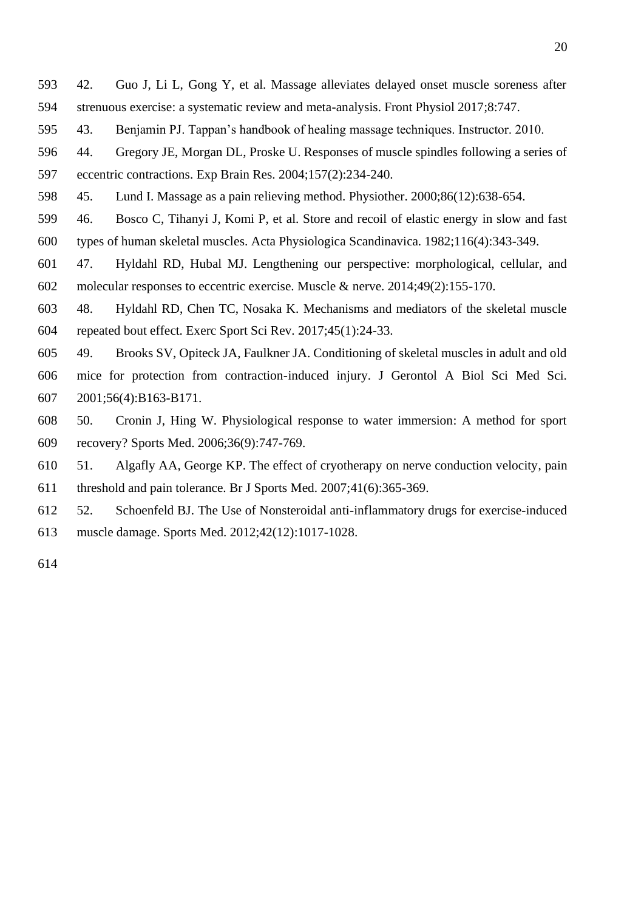42. Guo J, Li L, Gong Y, et al. Massage alleviates delayed onset muscle soreness after strenuous exercise: a systematic review and meta-analysis. Front Physiol 2017;8:747.

43. Benjamin PJ. Tappan's handbook of healing massage techniques. Instructor. 2010.

44. Gregory JE, Morgan DL, Proske U. Responses of muscle spindles following a series of eccentric contractions. Exp Brain Res. 2004;157(2):234-240.

45. Lund I. Massage as a pain relieving method. Physiother. 2000;86(12):638-654.

46. Bosco C, Tihanyi J, Komi P, et al. Store and recoil of elastic energy in slow and fast types of human skeletal muscles. Acta Physiologica Scandinavica. 1982;116(4):343-349.

47. Hyldahl RD, Hubal MJ. Lengthening our perspective: morphological, cellular, and molecular responses to eccentric exercise. Muscle & nerve. 2014;49(2):155-170.

48. Hyldahl RD, Chen TC, Nosaka K. Mechanisms and mediators of the skeletal muscle repeated bout effect. Exerc Sport Sci Rev. 2017;45(1):24-33.

49. Brooks SV, Opiteck JA, Faulkner JA. Conditioning of skeletal muscles in adult and old mice for protection from contraction-induced injury. J Gerontol A Biol Sci Med Sci. 2001;56(4):B163-B171.

50. Cronin J, Hing W. Physiological response to water immersion: A method for sport recovery? Sports Med. 2006;36(9):747-769.

51. Algafly AA, George KP. The effect of cryotherapy on nerve conduction velocity, pain threshold and pain tolerance. Br J Sports Med. 2007;41(6):365-369.

52. Schoenfeld BJ. The Use of Nonsteroidal anti-inflammatory drugs for exercise-induced muscle damage. Sports Med. 2012;42(12):1017-1028.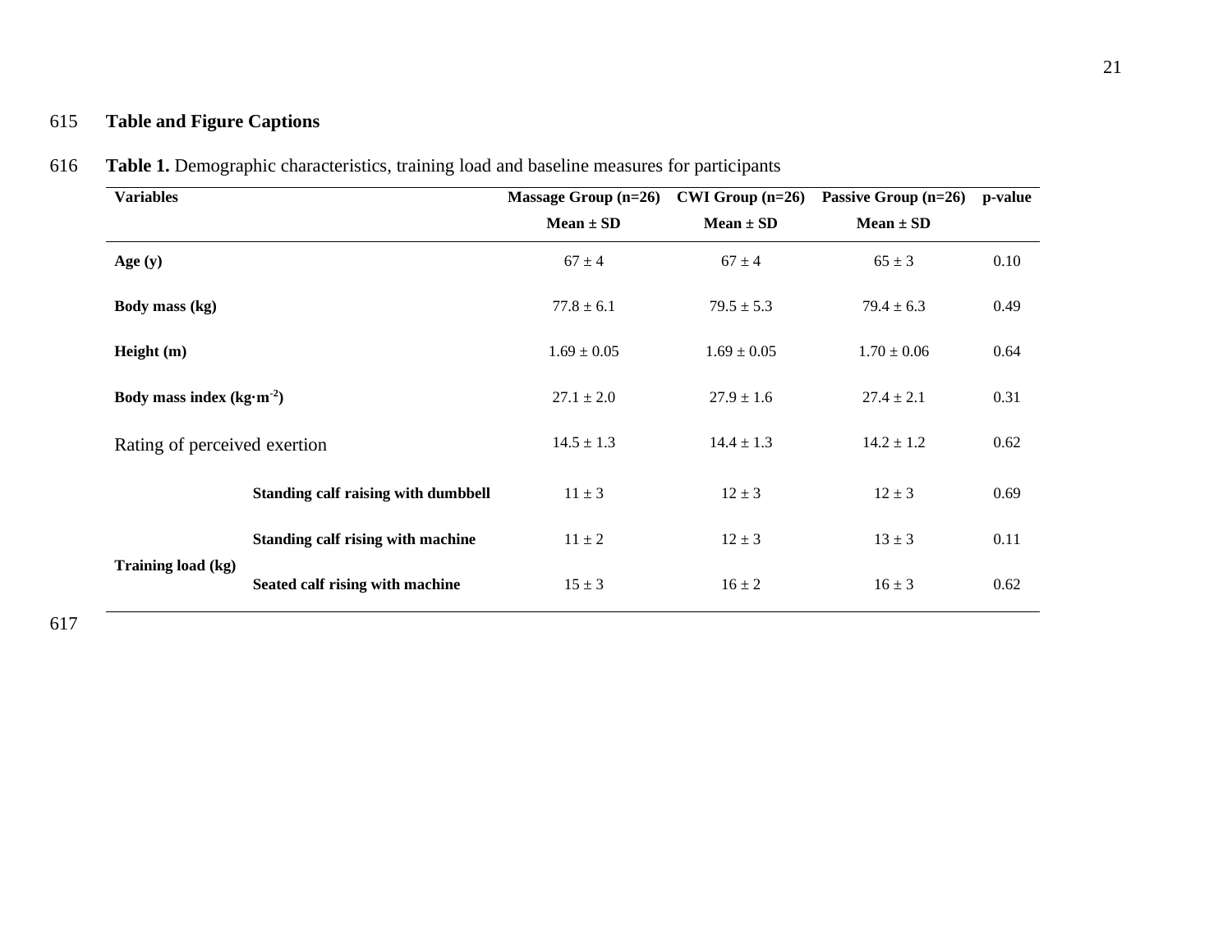**Table and Figure Captions**

**Table 1.** Demographic characteristics, training load and baseline measures for participants

| Variables | | Massage Group (n=26) Mean ± SD | CWI Group (n=26) Mean ± SD | Passive Group (n=26) Mean ± SD | p-value |
|---|---|---|---|---|---|
| **Age (y)** | | 67 ± 4 | 67 ± 4 | 65 ± 3 | 0.10 |
| **Body mass (kg)** | | 77.8 ± 6.1 | 79.5 ± 5.3 | 79.4 ± 6.3 | 0.49 |
| **Height (m)** | | 1.69 ± 0.05 | 1.69 ± 0.05 | 1.70 ± 0.06 | 0.64 |
| **Body mass index (kg·m$^{-2}$)** | | 27.1 ± 2.0 | 27.9 ± 1.6 | 27.4 ± 2.1 | 0.31 |
| Rating of perceived exertion | | 14.5 ± 1.3 | 14.4 ± 1.3 | 14.2 ± 1.2 | 0.62 |
| **Training load (kg)** | **Standing calf raising with dumbbell** | 11 ± 3 | 12 ± 3 | 12 ± 3 | 0.69 |
| | **Standing calf rising with machine** | 11 ± 2 | 12 ± 3 | 13 ± 3 | 0.11 |
| | **Seated calf rising with machine** | 15 ± 3 | 16 ± 2 | 16 ± 3 | 0.62 |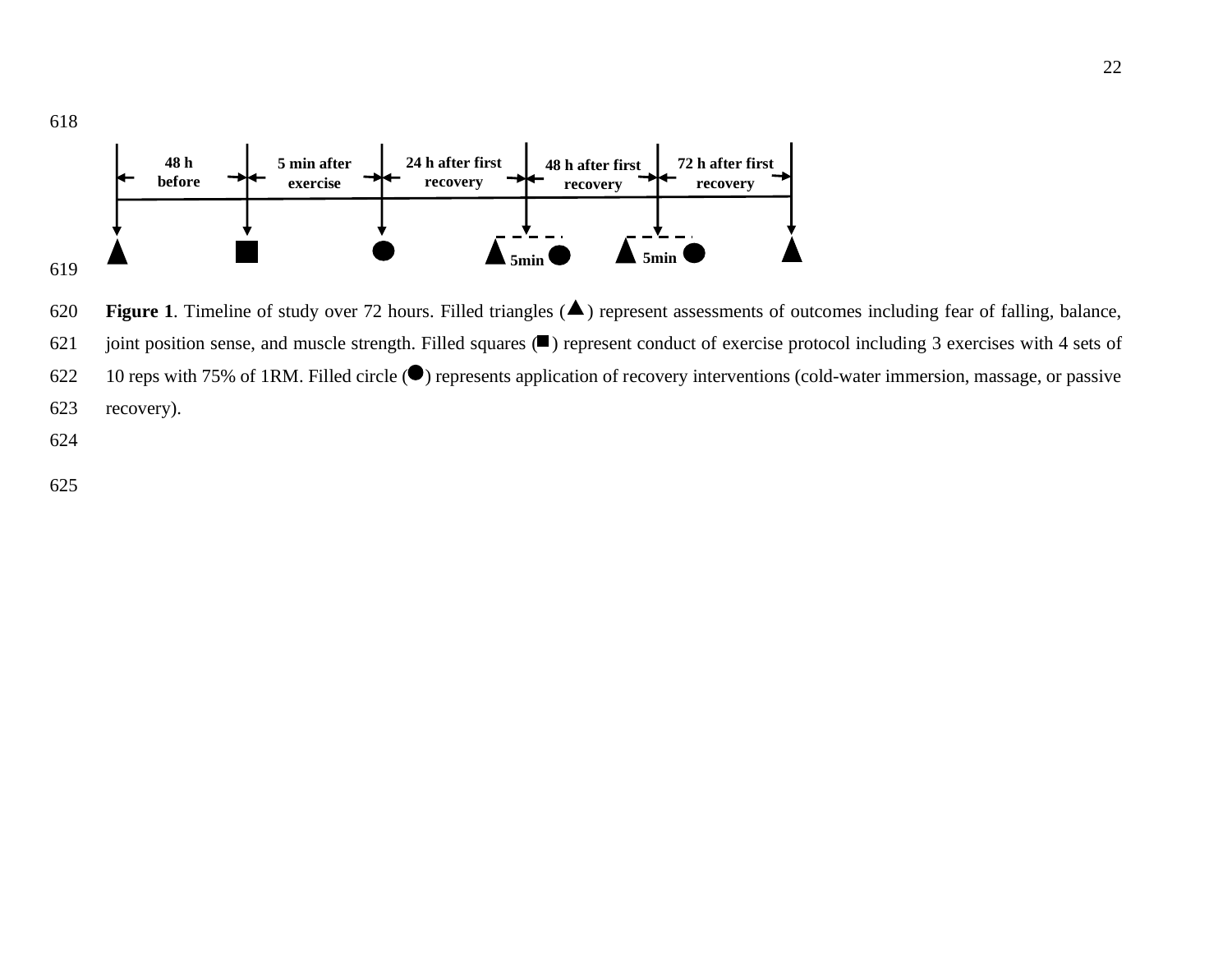| 48 h before | 5 min after exercise | 24 h after first recovery | 48 h after first recovery | 72 h after first recovery |
|---|---|---|---|---|

▲ ■ ● ▲ 5min ● ▲ 5min ● ▲

**Figure 1**. Timeline of study over 72 hours. Filled triangles (▲) represent assessments of outcomes including fear of falling, balance, joint position sense, and muscle strength. Filled squares (■) represent conduct of exercise protocol including 3 exercises with 4 sets of 10 reps with 75% of 1RM. Filled circle (●) represents application of recovery interventions (cold-water immersion, massage, or passive recovery).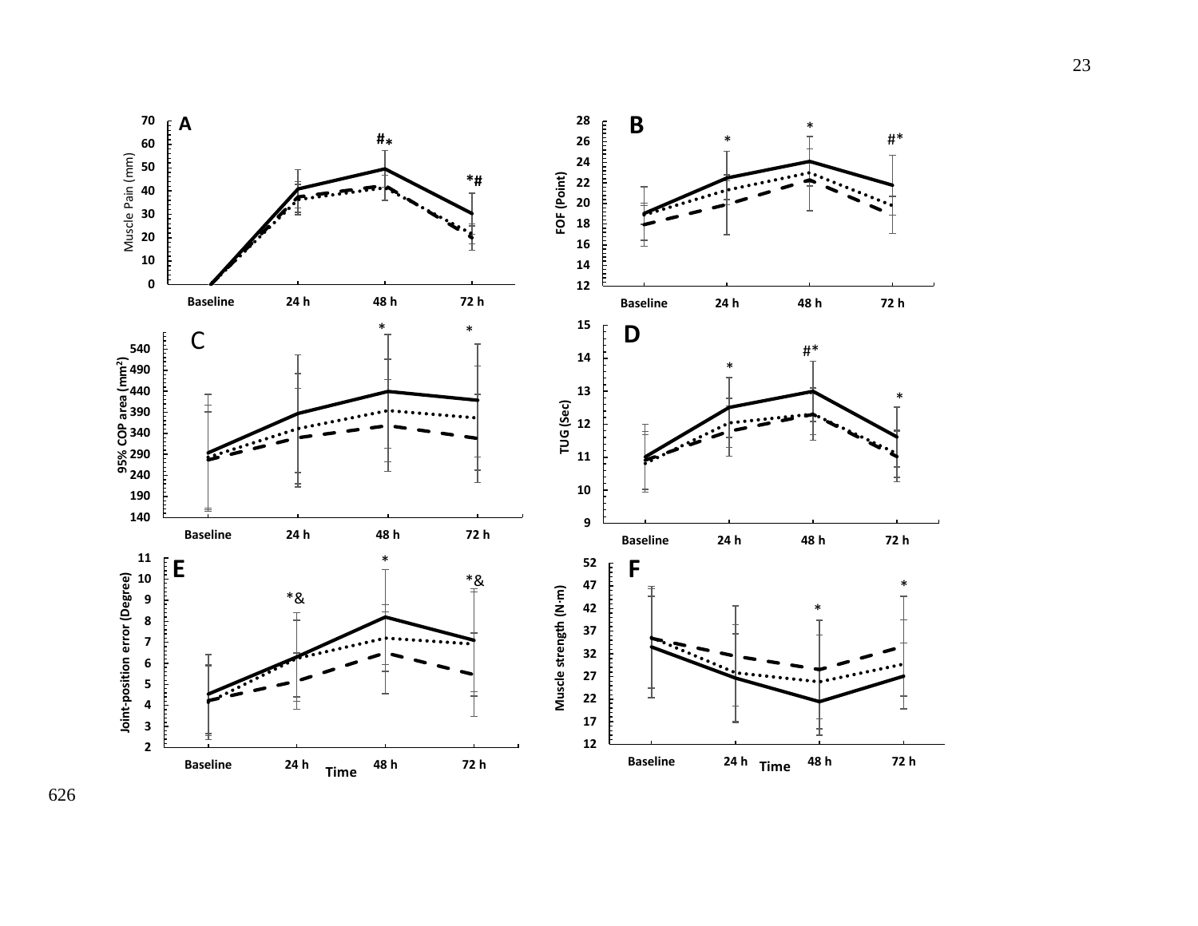**A**

Muscle Pain (mm)

70, 60, 50, 40, 30, 20, 10, 0

Baseline, 24 h, 48 h, 72 h

#* (48 h), *# (72 h)

**B**

FOF (Point)

28, 26, 24, 22, 20, 18, 16, 14, 12

Baseline, 24 h, 48 h, 72 h

* (24 h), * (48 h), #* (72 h)

**C**

95% COP area ($mm^2$)

540, 490, 440, 390, 340, 290, 240, 190, 140

Baseline, 24 h, 48 h, 72 h

* (48 h), * (72 h)

**D**

TUG (Sec)

15, 14, 13, 12, 11, 10, 9

Baseline, 24 h, 48 h, 72 h

* (24 h), #* (48 h), * (72 h)

**E**

Joint-position error (Degree)

11, 10, 9, 8, 7, 6, 5, 4, 3, 2

Baseline, 24 h, 48 h, 72 h

Time

*& (24 h), * (48 h), *& (72 h)

**F**

Muscle strength (N·m)

52, 47, 42, 37, 32, 27, 22, 17, 12

Baseline, 24 h, 48 h, 72 h

Time

* (48 h), * (72 h)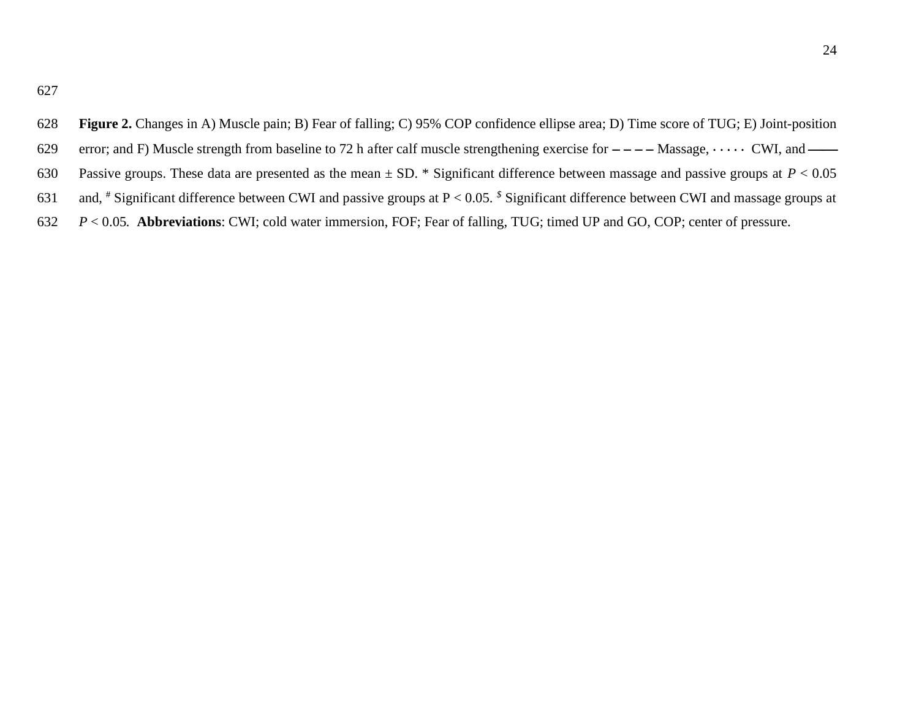**Figure 2.** Changes in A) Muscle pain; B) Fear of falling; C) 95% COP confidence ellipse area; D) Time score of TUG; E) Joint-position error; and F) Muscle strength from baseline to 72 h after calf muscle strengthening exercise for – – – – Massage, · · · · · CWI, and —— Passive groups. These data are presented as the mean ± SD. * Significant difference between massage and passive groups at $P < 0.05$ and, # Significant difference between CWI and passive groups at $P < 0.05$. $ Significant difference between CWI and massage groups at $P < 0.05$. **Abbreviations**: CWI; cold water immersion, FOF; Fear of falling, TUG; timed UP and GO, COP; center of pressure.